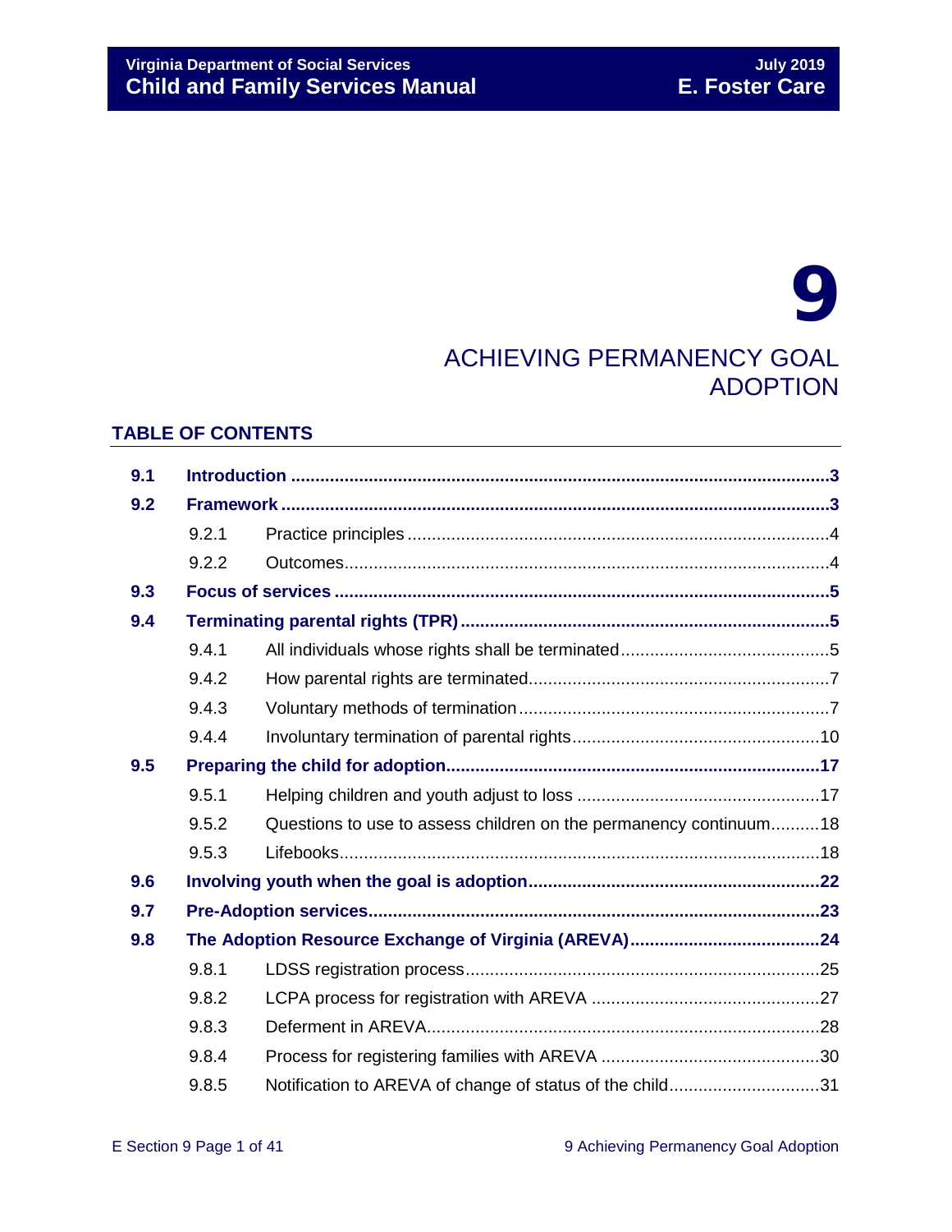# 9

# ACHIEVING PERMANENCY GOAL ADOPTION

## TABLE OF CONTENTS

| | | |
|---|---|---|
| **9.1** | **Introduction** | **3** |
| **9.2** | **Framework** | **3** |
| 9.2.1 | Practice principles | 4 |
| 9.2.2 | Outcomes | 4 |
| **9.3** | **Focus of services** | **5** |
| **9.4** | **Terminating parental rights (TPR)** | **5** |
| 9.4.1 | All individuals whose rights shall be terminated | 5 |
| 9.4.2 | How parental rights are terminated | 7 |
| 9.4.3 | Voluntary methods of termination | 7 |
| 9.4.4 | Involuntary termination of parental rights | 10 |
| **9.5** | **Preparing the child for adoption** | **17** |
| 9.5.1 | Helping children and youth adjust to loss | 17 |
| 9.5.2 | Questions to use to assess children on the permanency continuum | 18 |
| 9.5.3 | Lifebooks | 18 |
| **9.6** | **Involving youth when the goal is adoption** | **22** |
| **9.7** | **Pre-Adoption services** | **23** |
| **9.8** | **The Adoption Resource Exchange of Virginia (AREVA)** | **24** |
| 9.8.1 | LDSS registration process | 25 |
| 9.8.2 | LCPA process for registration with AREVA | 27 |
| 9.8.3 | Deferment in AREVA | 28 |
| 9.8.4 | Process for registering families with AREVA | 30 |
| 9.8.5 | Notification to AREVA of change of status of the child | 31 |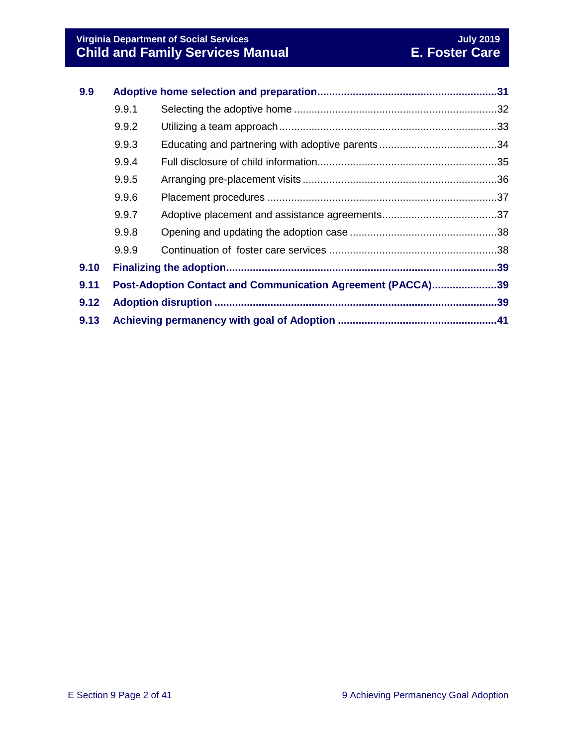| | | |
|---|---|---|
| **9.9** | **Adoptive home selection and preparation** | **31** |
| 9.9.1 | Selecting the adoptive home | 32 |
| 9.9.2 | Utilizing a team approach | 33 |
| 9.9.3 | Educating and partnering with adoptive parents | 34 |
| 9.9.4 | Full disclosure of child information | 35 |
| 9.9.5 | Arranging pre-placement visits | 36 |
| 9.9.6 | Placement procedures | 37 |
| 9.9.7 | Adoptive placement and assistance agreements | 37 |
| 9.9.8 | Opening and updating the adoption case | 38 |
| 9.9.9 | Continuation of foster care services | 38 |
| **9.10** | **Finalizing the adoption** | **39** |
| **9.11** | **Post-Adoption Contact and Communication Agreement (PACCA)** | **39** |
| **9.12** | **Adoption disruption** | **39** |
| **9.13** | **Achieving permanency with goal of Adoption** | **41** |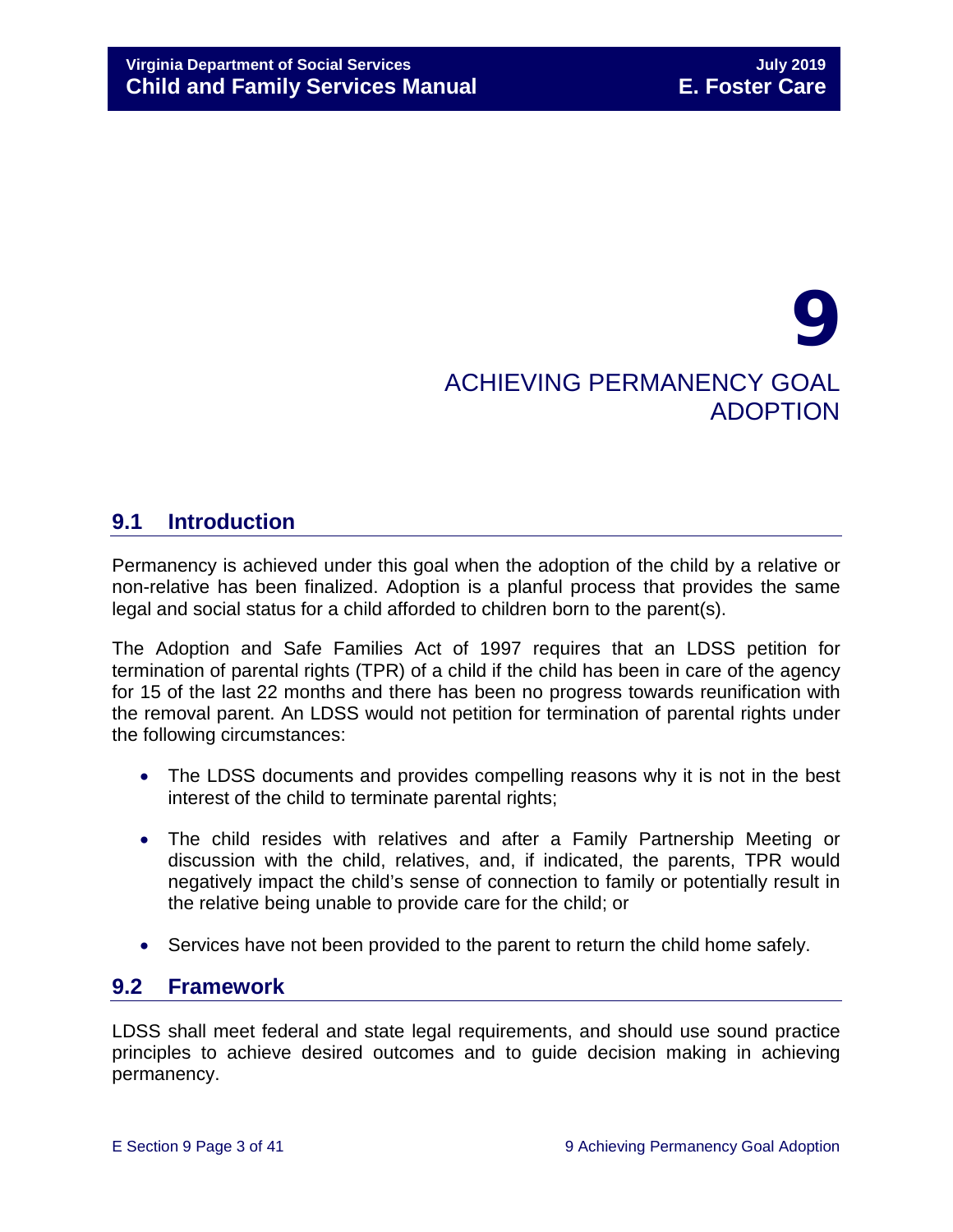# 9

# ACHIEVING PERMANENCY GOAL ADOPTION

## 9.1 Introduction

Permanency is achieved under this goal when the adoption of the child by a relative or non-relative has been finalized. Adoption is a planful process that provides the same legal and social status for a child afforded to children born to the parent(s).

The Adoption and Safe Families Act of 1997 requires that an LDSS petition for termination of parental rights (TPR) of a child if the child has been in care of the agency for 15 of the last 22 months and there has been no progress towards reunification with the removal parent. An LDSS would not petition for termination of parental rights under the following circumstances:

- The LDSS documents and provides compelling reasons why it is not in the best interest of the child to terminate parental rights;
- The child resides with relatives and after a Family Partnership Meeting or discussion with the child, relatives, and, if indicated, the parents, TPR would negatively impact the child's sense of connection to family or potentially result in the relative being unable to provide care for the child; or
- Services have not been provided to the parent to return the child home safely.

## 9.2 Framework

LDSS shall meet federal and state legal requirements, and should use sound practice principles to achieve desired outcomes and to guide decision making in achieving permanency.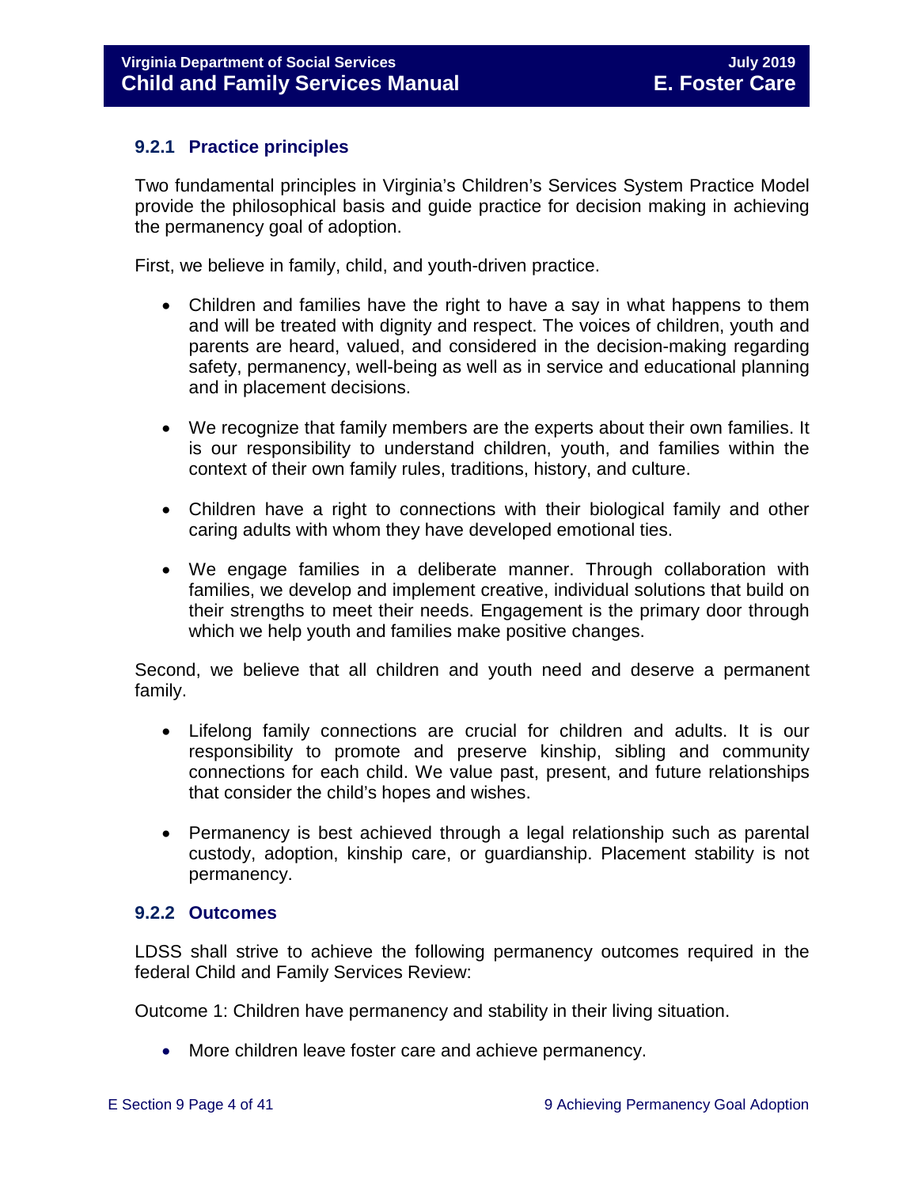### 9.2.1 Practice principles

Two fundamental principles in Virginia's Children's Services System Practice Model provide the philosophical basis and guide practice for decision making in achieving the permanency goal of adoption.

First, we believe in family, child, and youth-driven practice.

- Children and families have the right to have a say in what happens to them and will be treated with dignity and respect. The voices of children, youth and parents are heard, valued, and considered in the decision-making regarding safety, permanency, well-being as well as in service and educational planning and in placement decisions.

- We recognize that family members are the experts about their own families. It is our responsibility to understand children, youth, and families within the context of their own family rules, traditions, history, and culture.

- Children have a right to connections with their biological family and other caring adults with whom they have developed emotional ties.

- We engage families in a deliberate manner. Through collaboration with families, we develop and implement creative, individual solutions that build on their strengths to meet their needs. Engagement is the primary door through which we help youth and families make positive changes.

Second, we believe that all children and youth need and deserve a permanent family.

- Lifelong family connections are crucial for children and adults. It is our responsibility to promote and preserve kinship, sibling and community connections for each child. We value past, present, and future relationships that consider the child's hopes and wishes.

- Permanency is best achieved through a legal relationship such as parental custody, adoption, kinship care, or guardianship. Placement stability is not permanency.

### 9.2.2 Outcomes

LDSS shall strive to achieve the following permanency outcomes required in the federal Child and Family Services Review:

Outcome 1: Children have permanency and stability in their living situation.

- More children leave foster care and achieve permanency.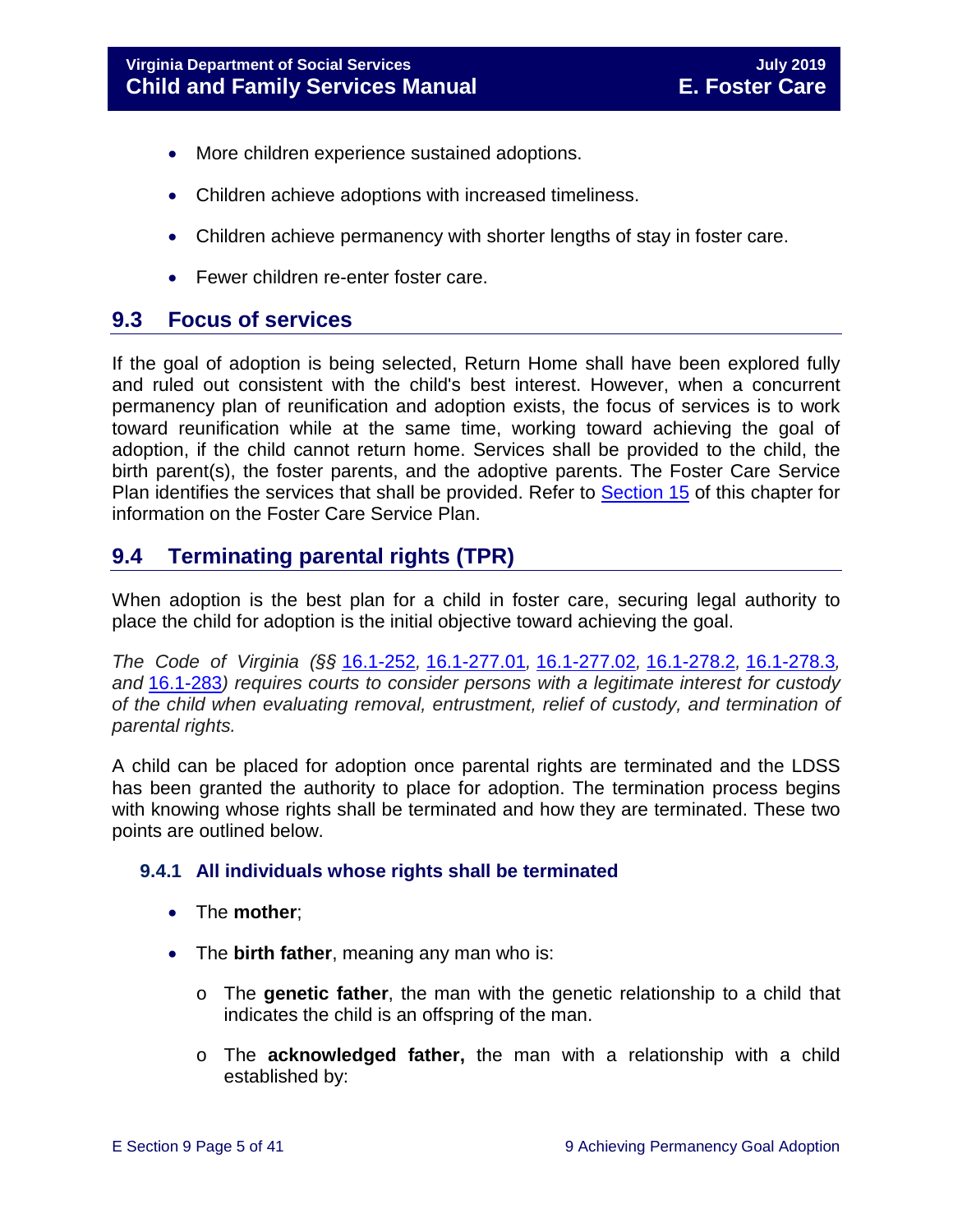- More children experience sustained adoptions.
- Children achieve adoptions with increased timeliness.
- Children achieve permanency with shorter lengths of stay in foster care.
- Fewer children re-enter foster care.

## 9.3 Focus of services

If the goal of adoption is being selected, Return Home shall have been explored fully and ruled out consistent with the child's best interest. However, when a concurrent permanency plan of reunification and adoption exists, the focus of services is to work toward reunification while at the same time, working toward achieving the goal of adoption, if the child cannot return home. Services shall be provided to the child, the birth parent(s), the foster parents, and the adoptive parents. The Foster Care Service Plan identifies the services that shall be provided. Refer to Section 15 of this chapter for information on the Foster Care Service Plan.

## 9.4 Terminating parental rights (TPR)

When adoption is the best plan for a child in foster care, securing legal authority to place the child for adoption is the initial objective toward achieving the goal.

*The Code of Virginia (§§ 16.1-252, 16.1-277.01, 16.1-277.02, 16.1-278.2, 16.1-278.3, and 16.1-283) requires courts to consider persons with a legitimate interest for custody of the child when evaluating removal, entrustment, relief of custody, and termination of parental rights.*

A child can be placed for adoption once parental rights are terminated and the LDSS has been granted the authority to place for adoption. The termination process begins with knowing whose rights shall be terminated and how they are terminated. These two points are outlined below.

### 9.4.1 All individuals whose rights shall be terminated

- The **mother**;
- The **birth father**, meaning any man who is:
  - The **genetic father**, the man with the genetic relationship to a child that indicates the child is an offspring of the man.
  - The **acknowledged father,** the man with a relationship with a child established by: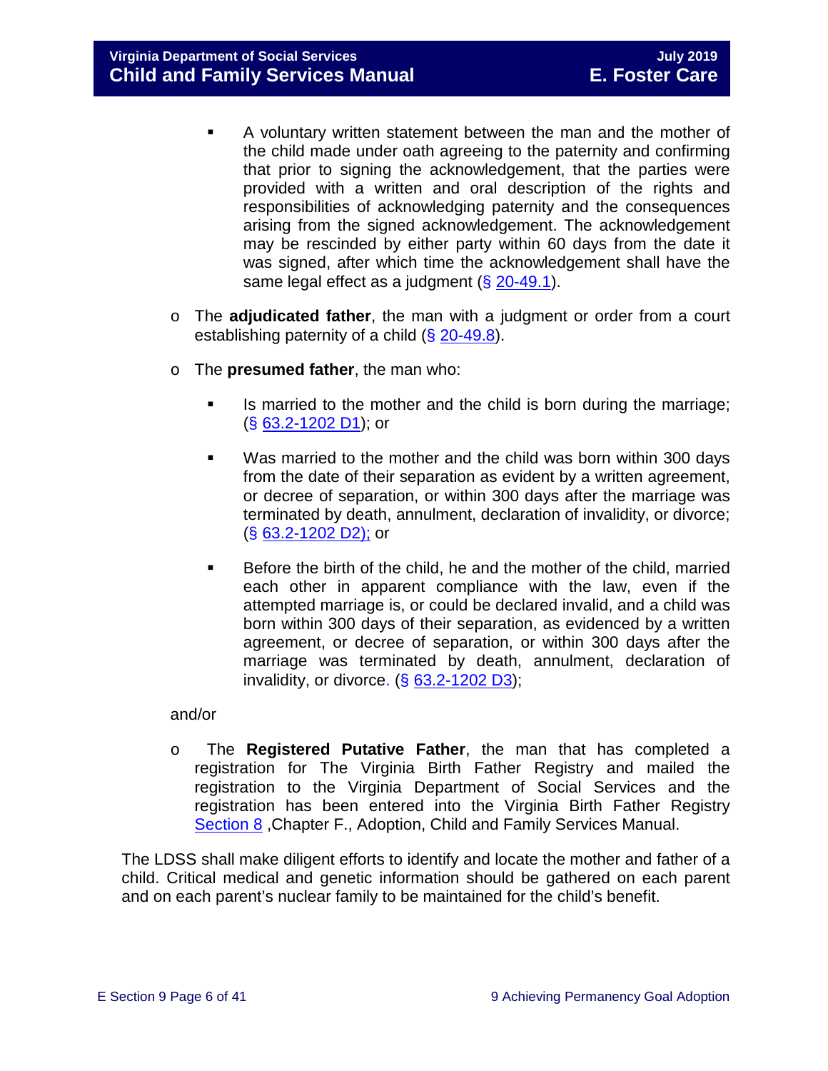- A voluntary written statement between the man and the mother of the child made under oath agreeing to the paternity and confirming that prior to signing the acknowledgement, that the parties were provided with a written and oral description of the rights and responsibilities of acknowledging paternity and the consequences arising from the signed acknowledgement. The acknowledgement may be rescinded by either party within 60 days from the date it was signed, after which time the acknowledgement shall have the same legal effect as a judgment (§ 20-49.1).

    - The **adjudicated father**, the man with a judgment or order from a court establishing paternity of a child (§ 20-49.8).

    - The **presumed father**, the man who:

        - Is married to the mother and the child is born during the marriage; (§ 63.2-1202 D1); or

        - Was married to the mother and the child was born within 300 days from the date of their separation as evident by a written agreement, or decree of separation, or within 300 days after the marriage was terminated by death, annulment, declaration of invalidity, or divorce; (§ 63.2-1202 D2); or

        - Before the birth of the child, he and the mother of the child, married each other in apparent compliance with the law, even if the attempted marriage is, or could be declared invalid, and a child was born within 300 days of their separation, as evidenced by a written agreement, or decree of separation, or within 300 days after the marriage was terminated by death, annulment, declaration of invalidity, or divorce. (§ 63.2-1202 D3);

    and/or

    - The **Registered Putative Father**, the man that has completed a registration for The Virginia Birth Father Registry and mailed the registration to the Virginia Department of Social Services and the registration has been entered into the Virginia Birth Father Registry Section 8 ,Chapter F., Adoption, Child and Family Services Manual.

The LDSS shall make diligent efforts to identify and locate the mother and father of a child. Critical medical and genetic information should be gathered on each parent and on each parent's nuclear family to be maintained for the child's benefit.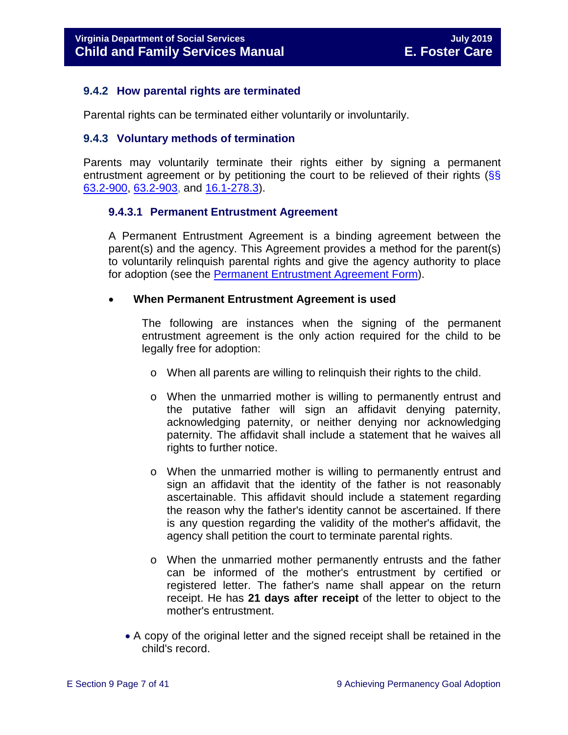### 9.4.2 How parental rights are terminated

Parental rights can be terminated either voluntarily or involuntarily.

### 9.4.3 Voluntary methods of termination

Parents may voluntarily terminate their rights either by signing a permanent entrustment agreement or by petitioning the court to be relieved of their rights (§§ 63.2-900, 63.2-903, and 16.1-278.3).

#### 9.4.3.1 Permanent Entrustment Agreement

A Permanent Entrustment Agreement is a binding agreement between the parent(s) and the agency. This Agreement provides a method for the parent(s) to voluntarily relinquish parental rights and give the agency authority to place for adoption (see the Permanent Entrustment Agreement Form).

- **When Permanent Entrustment Agreement is used**

  The following are instances when the signing of the permanent entrustment agreement is the only action required for the child to be legally free for adoption:

  - When all parents are willing to relinquish their rights to the child.
  - When the unmarried mother is willing to permanently entrust and the putative father will sign an affidavit denying paternity, acknowledging paternity, or neither denying nor acknowledging paternity. The affidavit shall include a statement that he waives all rights to further notice.
  - When the unmarried mother is willing to permanently entrust and sign an affidavit that the identity of the father is not reasonably ascertainable. This affidavit should include a statement regarding the reason why the father's identity cannot be ascertained. If there is any question regarding the validity of the mother's affidavit, the agency shall petition the court to terminate parental rights.
  - When the unmarried mother permanently entrusts and the father can be informed of the mother's entrustment by certified or registered letter. The father's name shall appear on the return receipt. He has **21 days after receipt** of the letter to object to the mother's entrustment.

- A copy of the original letter and the signed receipt shall be retained in the child's record.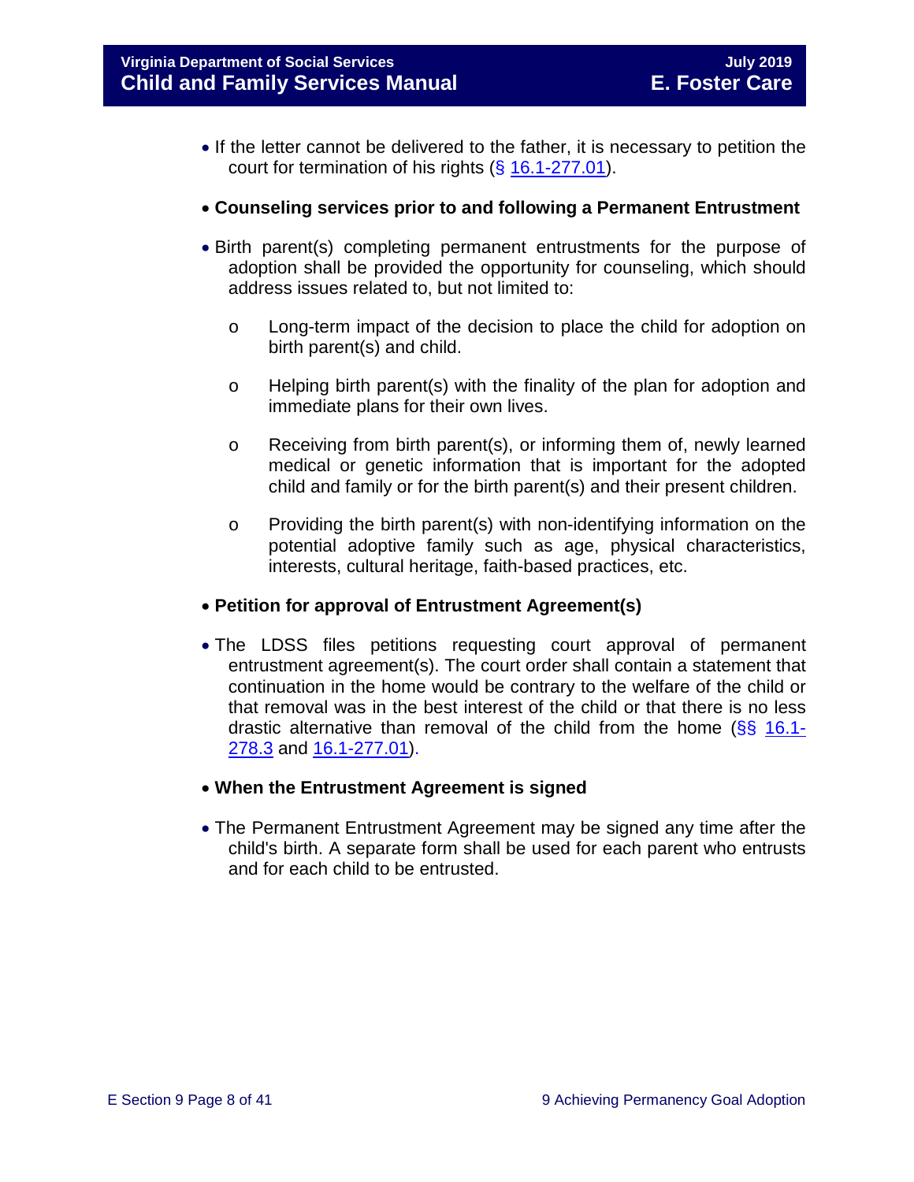- If the letter cannot be delivered to the father, it is necessary to petition the court for termination of his rights (§ 16.1-277.01).

- **Counseling services prior to and following a Permanent Entrustment**

- Birth parent(s) completing permanent entrustments for the purpose of adoption shall be provided the opportunity for counseling, which should address issues related to, but not limited to:

  - Long-term impact of the decision to place the child for adoption on birth parent(s) and child.

  - Helping birth parent(s) with the finality of the plan for adoption and immediate plans for their own lives.

  - Receiving from birth parent(s), or informing them of, newly learned medical or genetic information that is important for the adopted child and family or for the birth parent(s) and their present children.

  - Providing the birth parent(s) with non-identifying information on the potential adoptive family such as age, physical characteristics, interests, cultural heritage, faith-based practices, etc.

- **Petition for approval of Entrustment Agreement(s)**

- The LDSS files petitions requesting court approval of permanent entrustment agreement(s). The court order shall contain a statement that continuation in the home would be contrary to the welfare of the child or that removal was in the best interest of the child or that there is no less drastic alternative than removal of the child from the home (§§ 16.1-278.3 and 16.1-277.01).

- **When the Entrustment Agreement is signed**

- The Permanent Entrustment Agreement may be signed any time after the child's birth. A separate form shall be used for each parent who entrusts and for each child to be entrusted.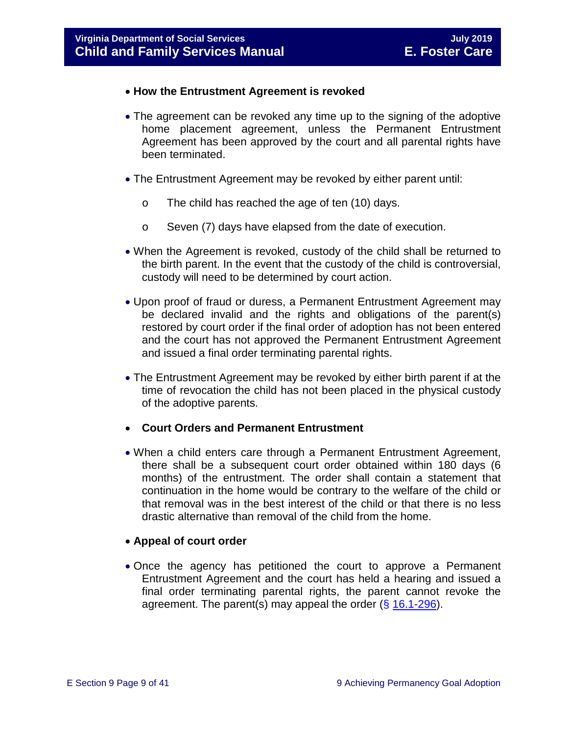- **How the Entrustment Agreement is revoked**

- The agreement can be revoked any time up to the signing of the adoptive home placement agreement, unless the Permanent Entrustment Agreement has been approved by the court and all parental rights have been terminated.

- The Entrustment Agreement may be revoked by either parent until:

    - The child has reached the age of ten (10) days.
    - Seven (7) days have elapsed from the date of execution.

- When the Agreement is revoked, custody of the child shall be returned to the birth parent. In the event that the custody of the child is controversial, custody will need to be determined by court action.

- Upon proof of fraud or duress, a Permanent Entrustment Agreement may be declared invalid and the rights and obligations of the parent(s) restored by court order if the final order of adoption has not been entered and the court has not approved the Permanent Entrustment Agreement and issued a final order terminating parental rights.

- The Entrustment Agreement may be revoked by either birth parent if at the time of revocation the child has not been placed in the physical custody of the adoptive parents.

- **Court Orders and Permanent Entrustment**

- When a child enters care through a Permanent Entrustment Agreement, there shall be a subsequent court order obtained within 180 days (6 months) of the entrustment. The order shall contain a statement that continuation in the home would be contrary to the welfare of the child or that removal was in the best interest of the child or that there is no less drastic alternative than removal of the child from the home.

- **Appeal of court order**

- Once the agency has petitioned the court to approve a Permanent Entrustment Agreement and the court has held a hearing and issued a final order terminating parental rights, the parent cannot revoke the agreement. The parent(s) may appeal the order (§ 16.1-296).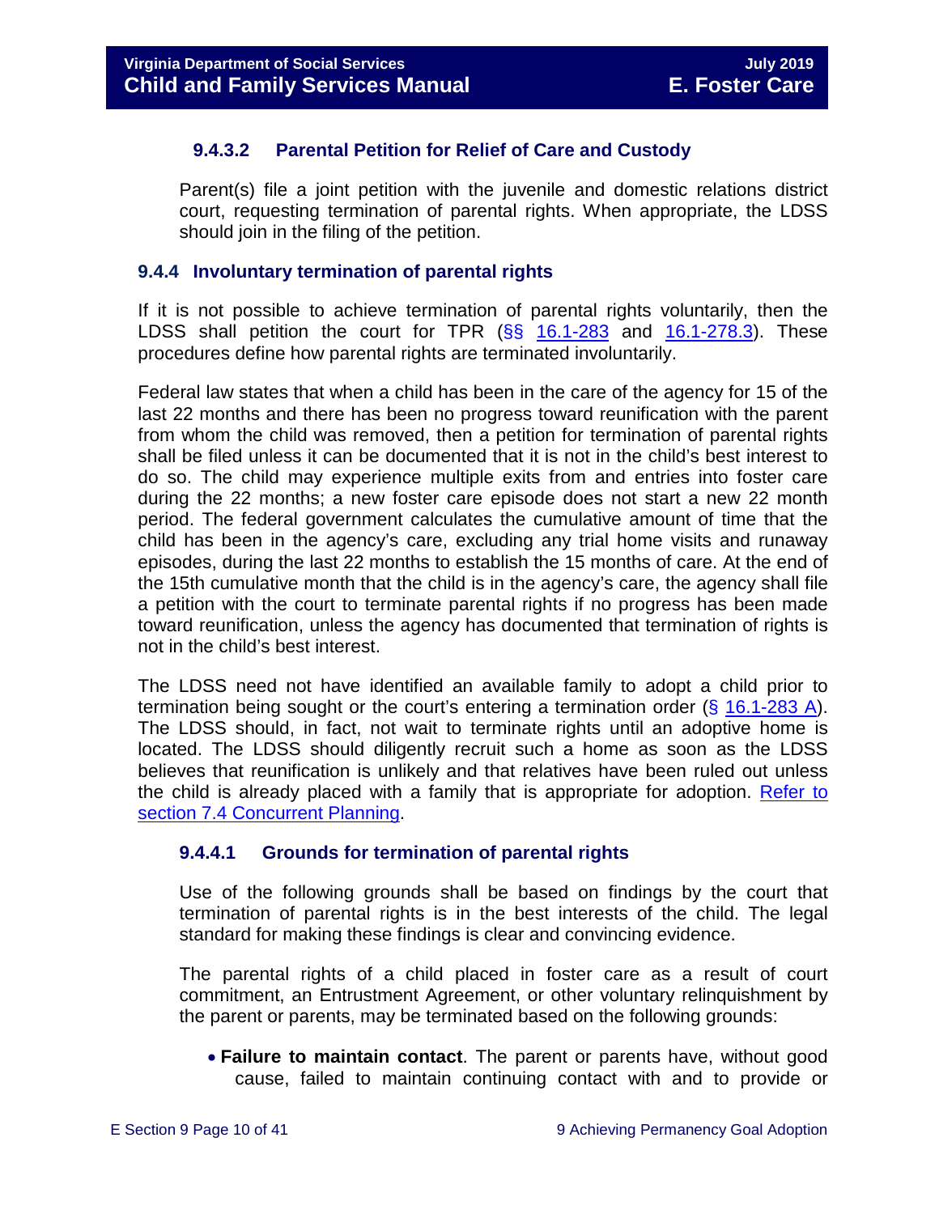#### 9.4.3.2 Parental Petition for Relief of Care and Custody

Parent(s) file a joint petition with the juvenile and domestic relations district court, requesting termination of parental rights. When appropriate, the LDSS should join in the filing of the petition.

### 9.4.4 Involuntary termination of parental rights

If it is not possible to achieve termination of parental rights voluntarily, then the LDSS shall petition the court for TPR (§§ 16.1-283 and 16.1-278.3). These procedures define how parental rights are terminated involuntarily.

Federal law states that when a child has been in the care of the agency for 15 of the last 22 months and there has been no progress toward reunification with the parent from whom the child was removed, then a petition for termination of parental rights shall be filed unless it can be documented that it is not in the child's best interest to do so. The child may experience multiple exits from and entries into foster care during the 22 months; a new foster care episode does not start a new 22 month period. The federal government calculates the cumulative amount of time that the child has been in the agency's care, excluding any trial home visits and runaway episodes, during the last 22 months to establish the 15 months of care. At the end of the 15th cumulative month that the child is in the agency's care, the agency shall file a petition with the court to terminate parental rights if no progress has been made toward reunification, unless the agency has documented that termination of rights is not in the child's best interest.

The LDSS need not have identified an available family to adopt a child prior to termination being sought or the court's entering a termination order (§ 16.1-283 A). The LDSS should, in fact, not wait to terminate rights until an adoptive home is located. The LDSS should diligently recruit such a home as soon as the LDSS believes that reunification is unlikely and that relatives have been ruled out unless the child is already placed with a family that is appropriate for adoption. Refer to section 7.4 Concurrent Planning.

#### 9.4.4.1 Grounds for termination of parental rights

Use of the following grounds shall be based on findings by the court that termination of parental rights is in the best interests of the child. The legal standard for making these findings is clear and convincing evidence.

The parental rights of a child placed in foster care as a result of court commitment, an Entrustment Agreement, or other voluntary relinquishment by the parent or parents, may be terminated based on the following grounds:

- **Failure to maintain contact**. The parent or parents have, without good cause, failed to maintain continuing contact with and to provide or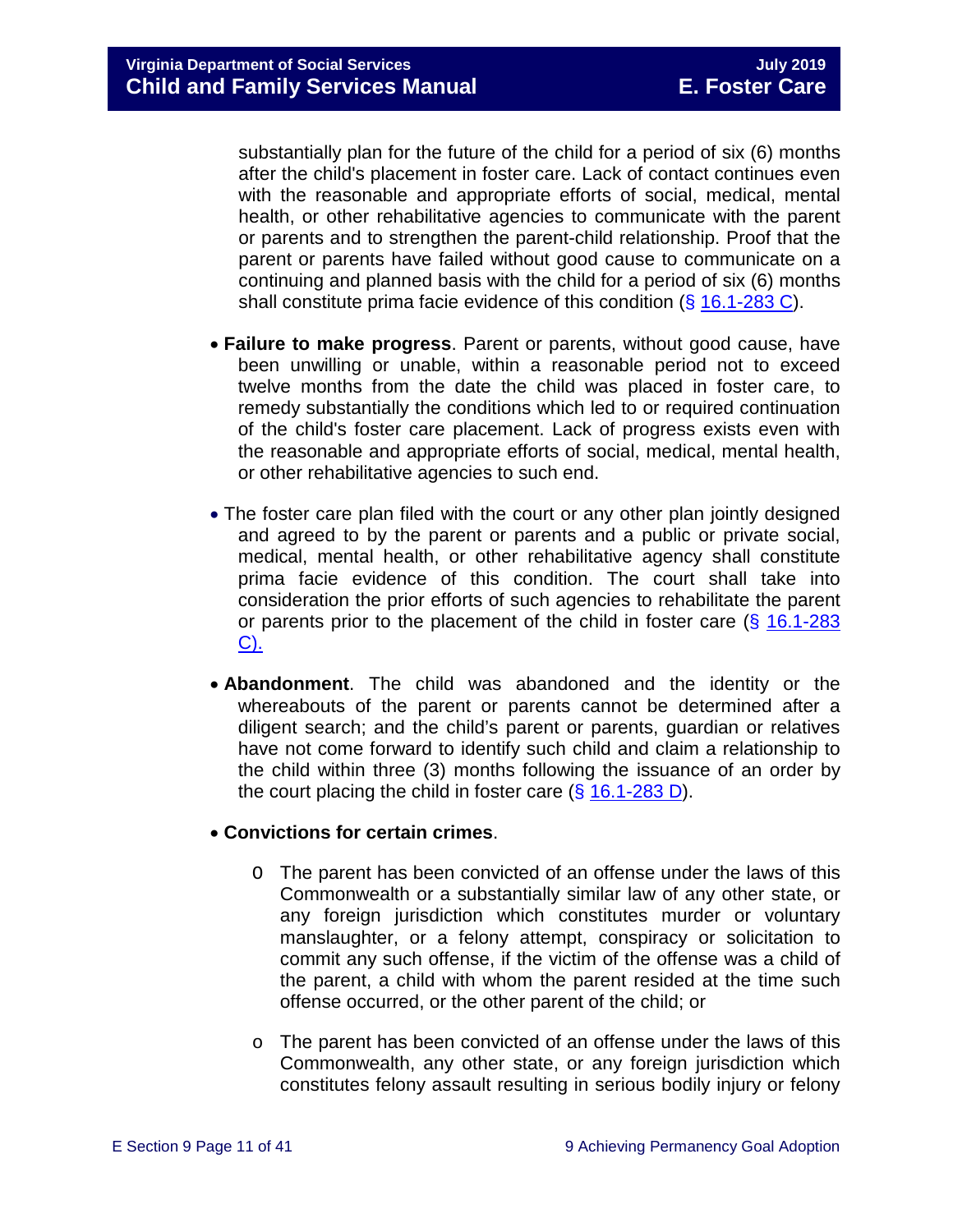substantially plan for the future of the child for a period of six (6) months after the child's placement in foster care. Lack of contact continues even with the reasonable and appropriate efforts of social, medical, mental health, or other rehabilitative agencies to communicate with the parent or parents and to strengthen the parent-child relationship. Proof that the parent or parents have failed without good cause to communicate on a continuing and planned basis with the child for a period of six (6) months shall constitute prima facie evidence of this condition (§ 16.1-283 C).

- **Failure to make progress**. Parent or parents, without good cause, have been unwilling or unable, within a reasonable period not to exceed twelve months from the date the child was placed in foster care, to remedy substantially the conditions which led to or required continuation of the child's foster care placement. Lack of progress exists even with the reasonable and appropriate efforts of social, medical, mental health, or other rehabilitative agencies to such end.

- The foster care plan filed with the court or any other plan jointly designed and agreed to by the parent or parents and a public or private social, medical, mental health, or other rehabilitative agency shall constitute prima facie evidence of this condition. The court shall take into consideration the prior efforts of such agencies to rehabilitate the parent or parents prior to the placement of the child in foster care (§ 16.1-283 C).

- **Abandonment**. The child was abandoned and the identity or the whereabouts of the parent or parents cannot be determined after a diligent search; and the child's parent or parents, guardian or relatives have not come forward to identify such child and claim a relationship to the child within three (3) months following the issuance of an order by the court placing the child in foster care (§ 16.1-283 D).

- **Convictions for certain crimes**.

    - The parent has been convicted of an offense under the laws of this Commonwealth or a substantially similar law of any other state, or any foreign jurisdiction which constitutes murder or voluntary manslaughter, or a felony attempt, conspiracy or solicitation to commit any such offense, if the victim of the offense was a child of the parent, a child with whom the parent resided at the time such offense occurred, or the other parent of the child; or

    - The parent has been convicted of an offense under the laws of this Commonwealth, any other state, or any foreign jurisdiction which constitutes felony assault resulting in serious bodily injury or felony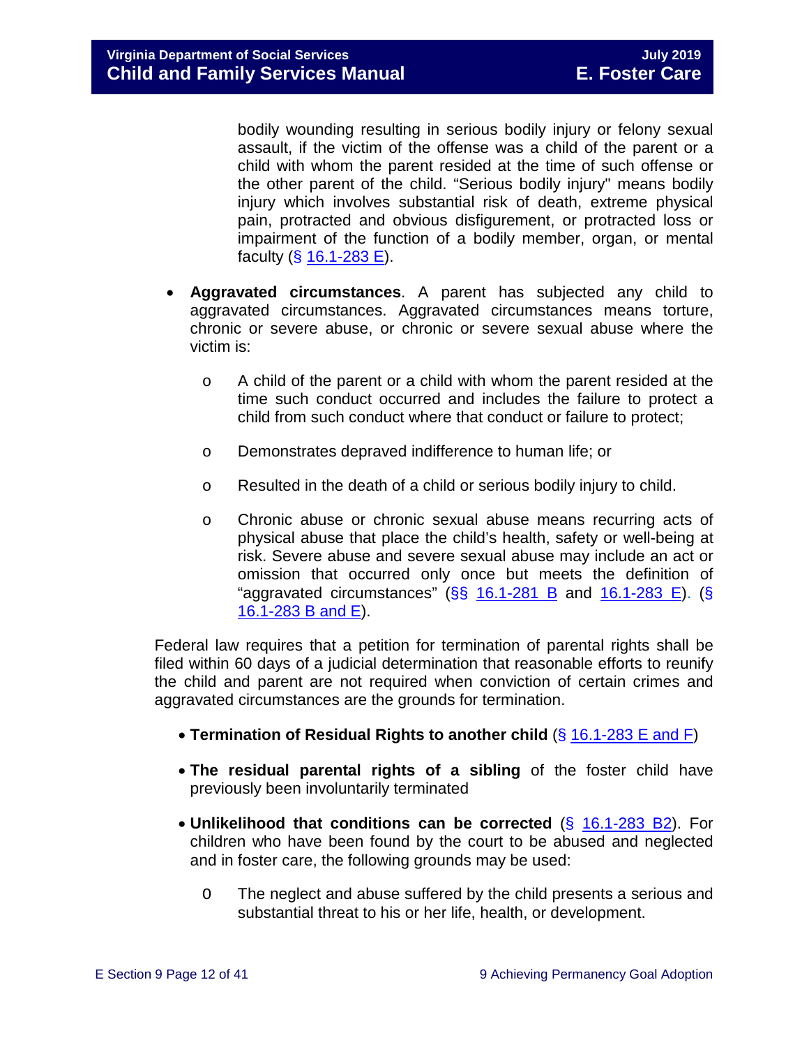bodily wounding resulting in serious bodily injury or felony sexual assault, if the victim of the offense was a child of the parent or a child with whom the parent resided at the time of such offense or the other parent of the child. "Serious bodily injury" means bodily injury which involves substantial risk of death, extreme physical pain, protracted and obvious disfigurement, or protracted loss or impairment of the function of a bodily member, organ, or mental faculty (§ 16.1-283 E).

- **Aggravated circumstances**. A parent has subjected any child to aggravated circumstances. Aggravated circumstances means torture, chronic or severe abuse, or chronic or severe sexual abuse where the victim is:
  - A child of the parent or a child with whom the parent resided at the time such conduct occurred and includes the failure to protect a child from such conduct where that conduct or failure to protect;
  - Demonstrates depraved indifference to human life; or
  - Resulted in the death of a child or serious bodily injury to child.
  - Chronic abuse or chronic sexual abuse means recurring acts of physical abuse that place the child's health, safety or well-being at risk. Severe abuse and severe sexual abuse may include an act or omission that occurred only once but meets the definition of "aggravated circumstances" (§§ 16.1-281 B and 16.1-283 E). (§ 16.1-283 B and E).

Federal law requires that a petition for termination of parental rights shall be filed within 60 days of a judicial determination that reasonable efforts to reunify the child and parent are not required when conviction of certain crimes and aggravated circumstances are the grounds for termination.

- **Termination of Residual Rights to another child** (§ 16.1-283 E and F)
- **The residual parental rights of a sibling** of the foster child have previously been involuntarily terminated
- **Unlikelihood that conditions can be corrected** (§ 16.1-283 B2). For children who have been found by the court to be abused and neglected and in foster care, the following grounds may be used:
  - The neglect and abuse suffered by the child presents a serious and substantial threat to his or her life, health, or development.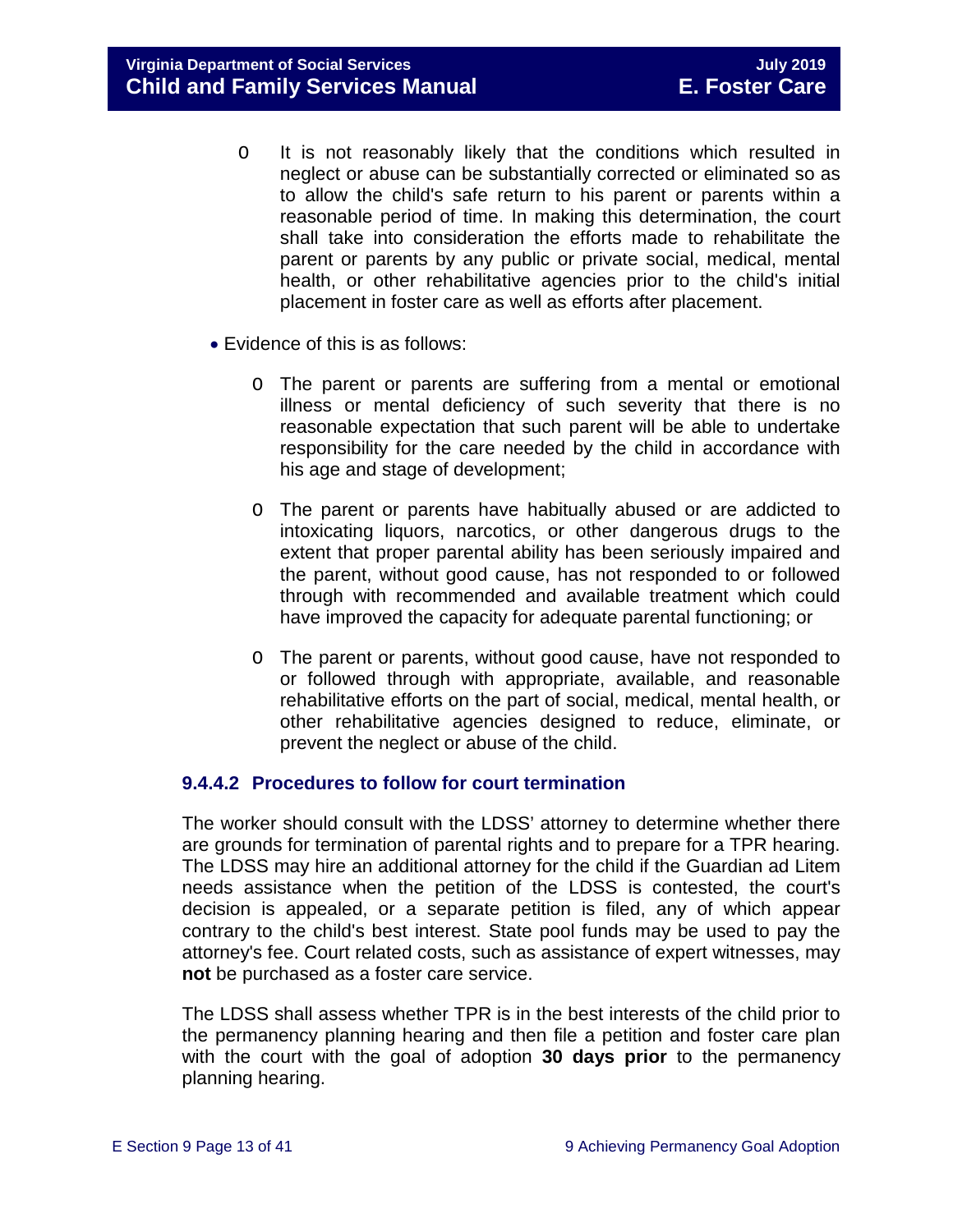- It is not reasonably likely that the conditions which resulted in neglect or abuse can be substantially corrected or eliminated so as to allow the child's safe return to his parent or parents within a reasonable period of time. In making this determination, the court shall take into consideration the efforts made to rehabilitate the parent or parents by any public or private social, medical, mental health, or other rehabilitative agencies prior to the child's initial placement in foster care as well as efforts after placement.

- Evidence of this is as follows:
  - The parent or parents are suffering from a mental or emotional illness or mental deficiency of such severity that there is no reasonable expectation that such parent will be able to undertake responsibility for the care needed by the child in accordance with his age and stage of development;
  - The parent or parents have habitually abused or are addicted to intoxicating liquors, narcotics, or other dangerous drugs to the extent that proper parental ability has been seriously impaired and the parent, without good cause, has not responded to or followed through with recommended and available treatment which could have improved the capacity for adequate parental functioning; or
  - The parent or parents, without good cause, have not responded to or followed through with appropriate, available, and reasonable rehabilitative efforts on the part of social, medical, mental health, or other rehabilitative agencies designed to reduce, eliminate, or prevent the neglect or abuse of the child.

#### 9.4.4.2 Procedures to follow for court termination

The worker should consult with the LDSS' attorney to determine whether there are grounds for termination of parental rights and to prepare for a TPR hearing. The LDSS may hire an additional attorney for the child if the Guardian ad Litem needs assistance when the petition of the LDSS is contested, the court's decision is appealed, or a separate petition is filed, any of which appear contrary to the child's best interest. State pool funds may be used to pay the attorney's fee. Court related costs, such as assistance of expert witnesses, may **not** be purchased as a foster care service.

The LDSS shall assess whether TPR is in the best interests of the child prior to the permanency planning hearing and then file a petition and foster care plan with the court with the goal of adoption **30 days prior** to the permanency planning hearing.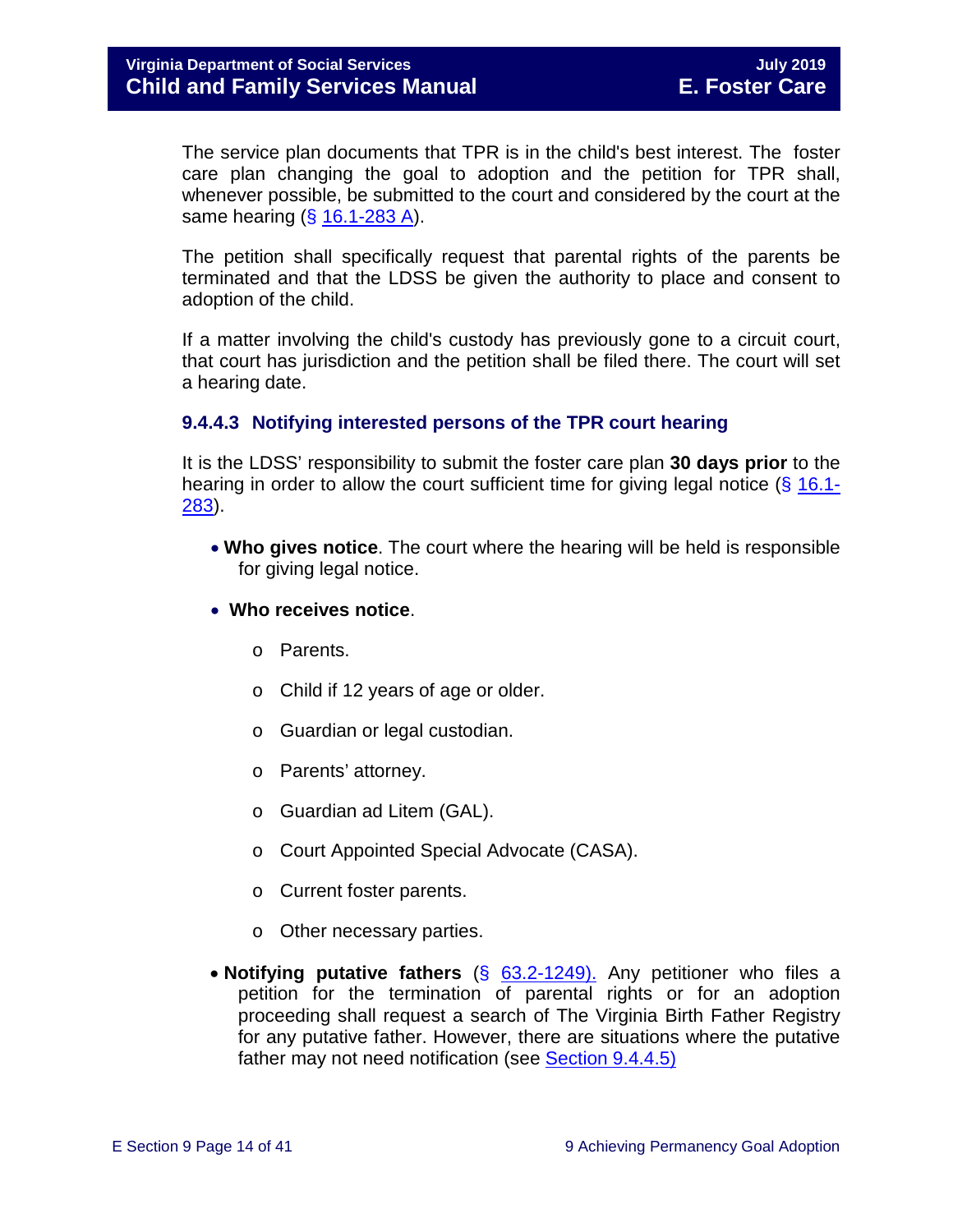The service plan documents that TPR is in the child's best interest. The foster care plan changing the goal to adoption and the petition for TPR shall, whenever possible, be submitted to the court and considered by the court at the same hearing (§ 16.1-283 A).

The petition shall specifically request that parental rights of the parents be terminated and that the LDSS be given the authority to place and consent to adoption of the child.

If a matter involving the child's custody has previously gone to a circuit court, that court has jurisdiction and the petition shall be filed there. The court will set a hearing date.

### 9.4.4.3 Notifying interested persons of the TPR court hearing

It is the LDSS' responsibility to submit the foster care plan **30 days prior** to the hearing in order to allow the court sufficient time for giving legal notice (§ 16.1-283).

- **Who gives notice**. The court where the hearing will be held is responsible for giving legal notice.
- **Who receives notice**.
  - Parents.
  - Child if 12 years of age or older.
  - Guardian or legal custodian.
  - Parents' attorney.
  - Guardian ad Litem (GAL).
  - Court Appointed Special Advocate (CASA).
  - Current foster parents.
  - Other necessary parties.
- **Notifying putative fathers** (§ 63.2-1249). Any petitioner who files a petition for the termination of parental rights or for an adoption proceeding shall request a search of The Virginia Birth Father Registry for any putative father. However, there are situations where the putative father may not need notification (see Section 9.4.4.5)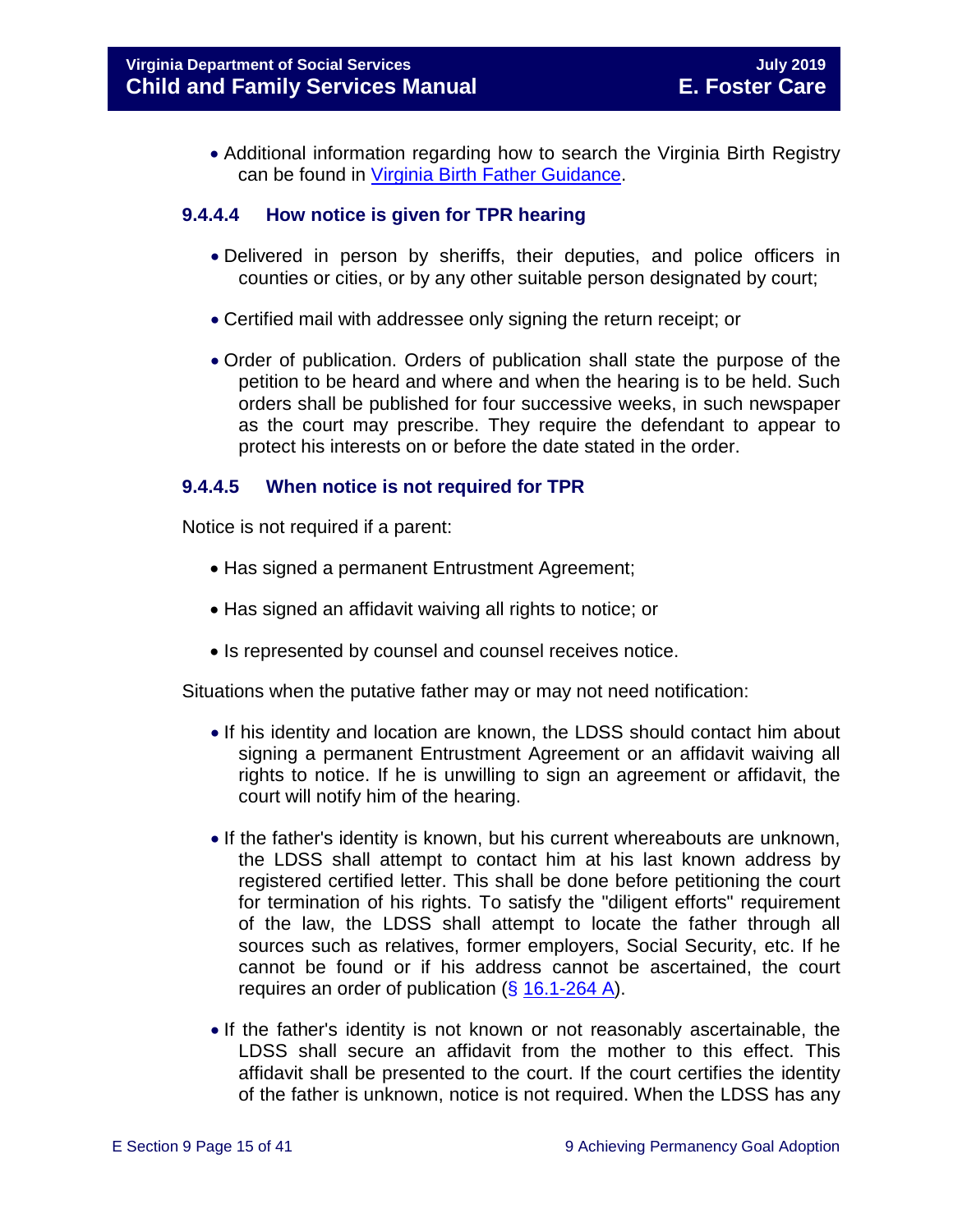- Additional information regarding how to search the Virginia Birth Registry can be found in [Virginia Birth Father Guidance](#).

#### 9.4.4.4 How notice is given for TPR hearing

- Delivered in person by sheriffs, their deputies, and police officers in counties or cities, or by any other suitable person designated by court;
- Certified mail with addressee only signing the return receipt; or
- Order of publication. Orders of publication shall state the purpose of the petition to be heard and where and when the hearing is to be held. Such orders shall be published for four successive weeks, in such newspaper as the court may prescribe. They require the defendant to appear to protect his interests on or before the date stated in the order.

#### 9.4.4.5 When notice is not required for TPR

Notice is not required if a parent:

- Has signed a permanent Entrustment Agreement;
- Has signed an affidavit waiving all rights to notice; or
- Is represented by counsel and counsel receives notice.

Situations when the putative father may or may not need notification:

- If his identity and location are known, the LDSS should contact him about signing a permanent Entrustment Agreement or an affidavit waiving all rights to notice. If he is unwilling to sign an agreement or affidavit, the court will notify him of the hearing.
- If the father's identity is known, but his current whereabouts are unknown, the LDSS shall attempt to contact him at his last known address by registered certified letter. This shall be done before petitioning the court for termination of his rights. To satisfy the "diligent efforts" requirement of the law, the LDSS shall attempt to locate the father through all sources such as relatives, former employers, Social Security, etc. If he cannot be found or if his address cannot be ascertained, the court requires an order of publication (§ [16.1-264 A](#)).
- If the father's identity is not known or not reasonably ascertainable, the LDSS shall secure an affidavit from the mother to this effect. This affidavit shall be presented to the court. If the court certifies the identity of the father is unknown, notice is not required. When the LDSS has any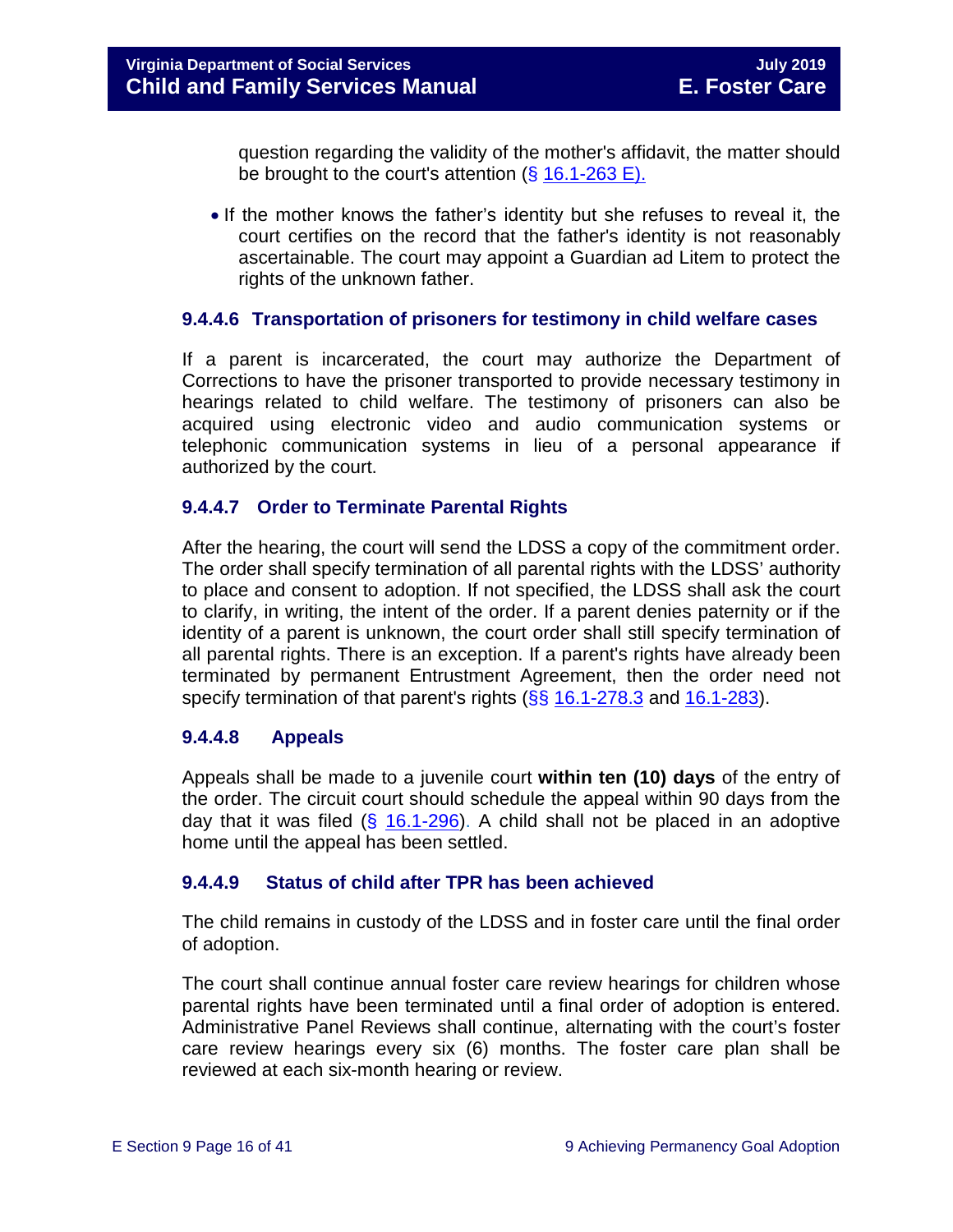question regarding the validity of the mother's affidavit, the matter should be brought to the court's attention (§ 16.1-263 E).

- If the mother knows the father's identity but she refuses to reveal it, the court certifies on the record that the father's identity is not reasonably ascertainable. The court may appoint a Guardian ad Litem to protect the rights of the unknown father.

#### 9.4.4.6 Transportation of prisoners for testimony in child welfare cases

If a parent is incarcerated, the court may authorize the Department of Corrections to have the prisoner transported to provide necessary testimony in hearings related to child welfare. The testimony of prisoners can also be acquired using electronic video and audio communication systems or telephonic communication systems in lieu of a personal appearance if authorized by the court.

#### 9.4.4.7 Order to Terminate Parental Rights

After the hearing, the court will send the LDSS a copy of the commitment order. The order shall specify termination of all parental rights with the LDSS' authority to place and consent to adoption. If not specified, the LDSS shall ask the court to clarify, in writing, the intent of the order. If a parent denies paternity or if the identity of a parent is unknown, the court order shall still specify termination of all parental rights. There is an exception. If a parent's rights have already been terminated by permanent Entrustment Agreement, then the order need not specify termination of that parent's rights (§§ 16.1-278.3 and 16.1-283).

#### 9.4.4.8 Appeals

Appeals shall be made to a juvenile court **within ten (10) days** of the entry of the order. The circuit court should schedule the appeal within 90 days from the day that it was filed (§ 16.1-296). A child shall not be placed in an adoptive home until the appeal has been settled.

#### 9.4.4.9 Status of child after TPR has been achieved

The child remains in custody of the LDSS and in foster care until the final order of adoption.

The court shall continue annual foster care review hearings for children whose parental rights have been terminated until a final order of adoption is entered. Administrative Panel Reviews shall continue, alternating with the court's foster care review hearings every six (6) months. The foster care plan shall be reviewed at each six-month hearing or review.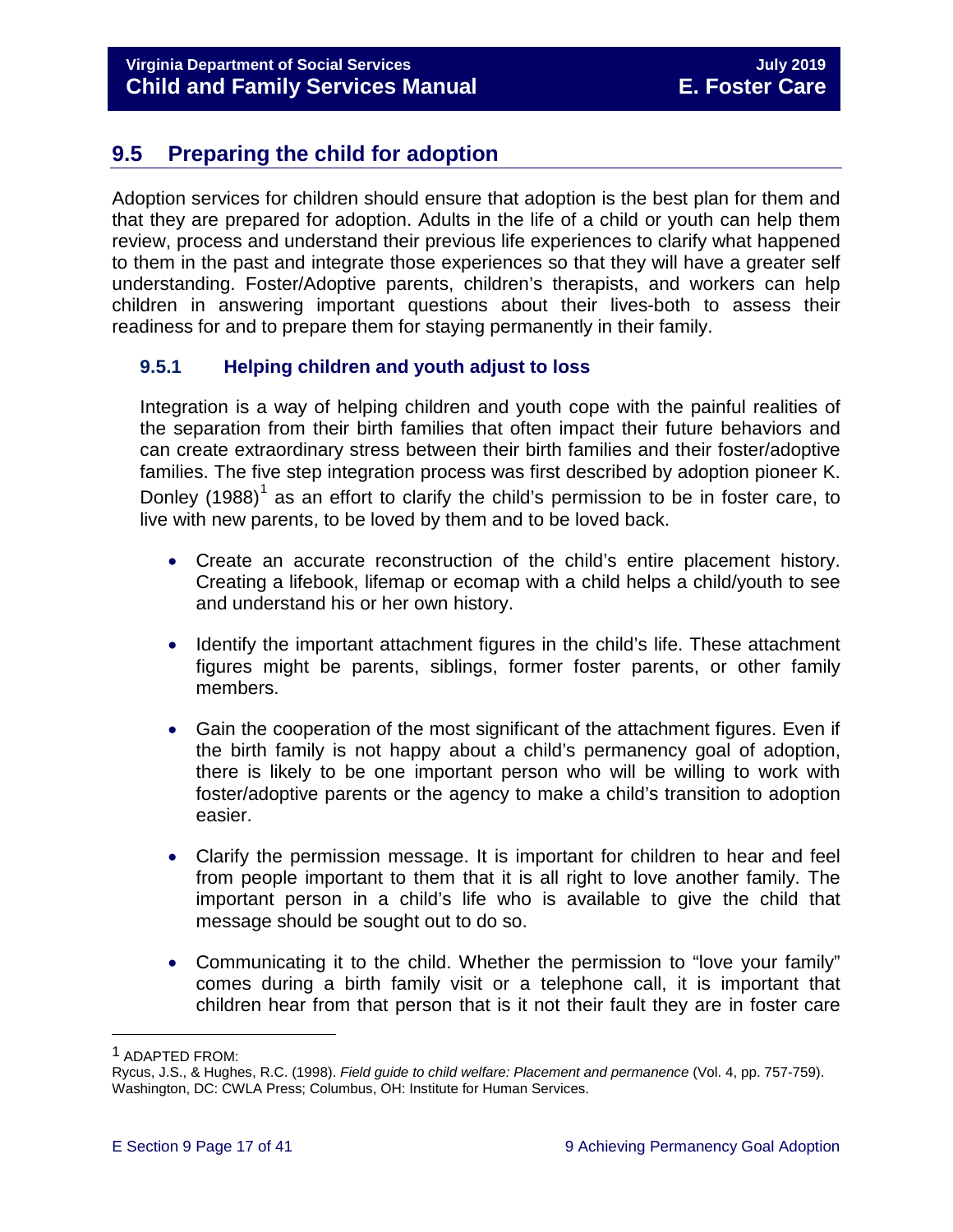## 9.5 Preparing the child for adoption

Adoption services for children should ensure that adoption is the best plan for them and that they are prepared for adoption. Adults in the life of a child or youth can help them review, process and understand their previous life experiences to clarify what happened to them in the past and integrate those experiences so that they will have a greater self understanding. Foster/Adoptive parents, children's therapists, and workers can help children in answering important questions about their lives-both to assess their readiness for and to prepare them for staying permanently in their family.

### 9.5.1 Helping children and youth adjust to loss

Integration is a way of helping children and youth cope with the painful realities of the separation from their birth families that often impact their future behaviors and can create extraordinary stress between their birth families and their foster/adoptive families. The five step integration process was first described by adoption pioneer K. Donley (1988)[1] as an effort to clarify the child's permission to be in foster care, to live with new parents, to be loved by them and to be loved back.

- Create an accurate reconstruction of the child's entire placement history. Creating a lifebook, lifemap or ecomap with a child helps a child/youth to see and understand his or her own history.
- Identify the important attachment figures in the child's life. These attachment figures might be parents, siblings, former foster parents, or other family members.
- Gain the cooperation of the most significant of the attachment figures. Even if the birth family is not happy about a child's permanency goal of adoption, there is likely to be one important person who will be willing to work with foster/adoptive parents or the agency to make a child's transition to adoption easier.
- Clarify the permission message. It is important for children to hear and feel from people important to them that it is all right to love another family. The important person in a child's life who is available to give the child that message should be sought out to do so.
- Communicating it to the child. Whether the permission to "love your family" comes during a birth family visit or a telephone call, it is important that children hear from that person that is it not their fault they are in foster care

---

[1] ADAPTED FROM:
Rycus, J.S., & Hughes, R.C. (1998). *Field guide to child welfare: Placement and permanence* (Vol. 4, pp. 757-759). Washington, DC: CWLA Press; Columbus, OH: Institute for Human Services.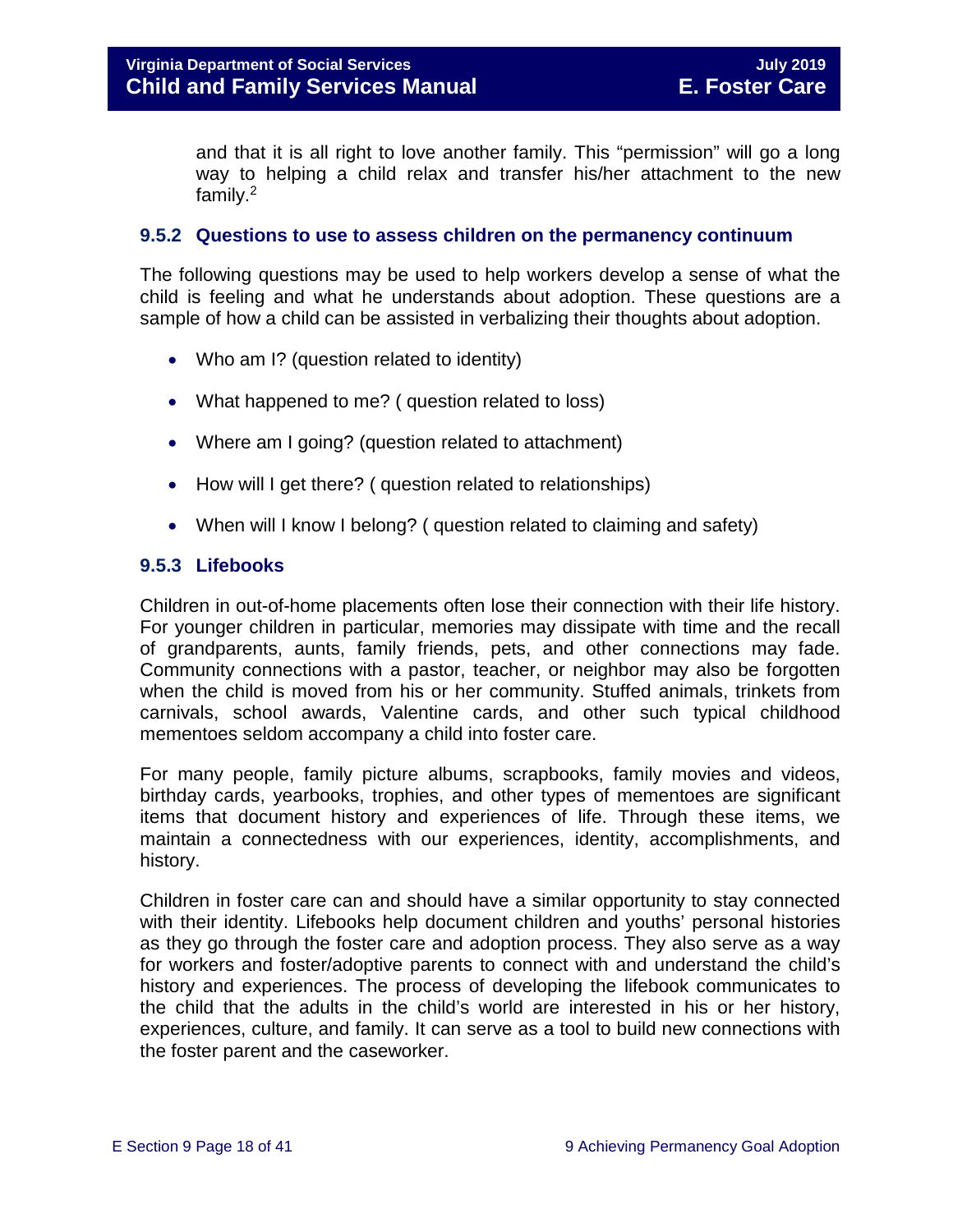and that it is all right to love another family. This "permission" will go a long way to helping a child relax and transfer his/her attachment to the new family.[2]

### 9.5.2 Questions to use to assess children on the permanency continuum

The following questions may be used to help workers develop a sense of what the child is feeling and what he understands about adoption. These questions are a sample of how a child can be assisted in verbalizing their thoughts about adoption.

- Who am I? (question related to identity)
- What happened to me? ( question related to loss)
- Where am I going? (question related to attachment)
- How will I get there? ( question related to relationships)
- When will I know I belong? ( question related to claiming and safety)

### 9.5.3 Lifebooks

Children in out-of-home placements often lose their connection with their life history. For younger children in particular, memories may dissipate with time and the recall of grandparents, aunts, family friends, pets, and other connections may fade. Community connections with a pastor, teacher, or neighbor may also be forgotten when the child is moved from his or her community. Stuffed animals, trinkets from carnivals, school awards, Valentine cards, and other such typical childhood mementoes seldom accompany a child into foster care.

For many people, family picture albums, scrapbooks, family movies and videos, birthday cards, yearbooks, trophies, and other types of mementoes are significant items that document history and experiences of life. Through these items, we maintain a connectedness with our experiences, identity, accomplishments, and history.

Children in foster care can and should have a similar opportunity to stay connected with their identity. Lifebooks help document children and youths' personal histories as they go through the foster care and adoption process. They also serve as a way for workers and foster/adoptive parents to connect with and understand the child's history and experiences. The process of developing the lifebook communicates to the child that the adults in the child's world are interested in his or her history, experiences, culture, and family. It can serve as a tool to build new connections with the foster parent and the caseworker.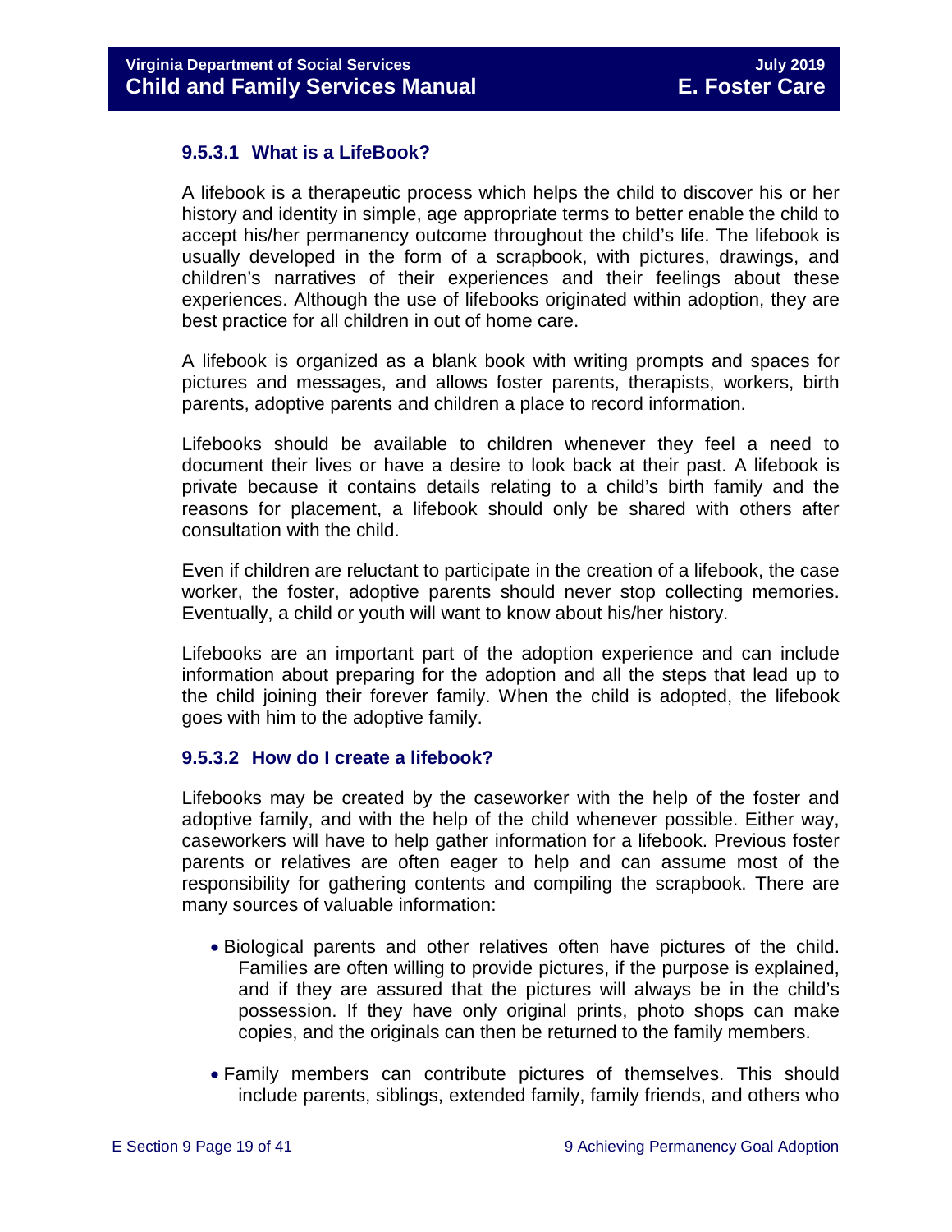### 9.5.3.1 What is a LifeBook?

A lifebook is a therapeutic process which helps the child to discover his or her history and identity in simple, age appropriate terms to better enable the child to accept his/her permanency outcome throughout the child's life. The lifebook is usually developed in the form of a scrapbook, with pictures, drawings, and children's narratives of their experiences and their feelings about these experiences. Although the use of lifebooks originated within adoption, they are best practice for all children in out of home care.

A lifebook is organized as a blank book with writing prompts and spaces for pictures and messages, and allows foster parents, therapists, workers, birth parents, adoptive parents and children a place to record information.

Lifebooks should be available to children whenever they feel a need to document their lives or have a desire to look back at their past. A lifebook is private because it contains details relating to a child's birth family and the reasons for placement, a lifebook should only be shared with others after consultation with the child.

Even if children are reluctant to participate in the creation of a lifebook, the case worker, the foster, adoptive parents should never stop collecting memories. Eventually, a child or youth will want to know about his/her history.

Lifebooks are an important part of the adoption experience and can include information about preparing for the adoption and all the steps that lead up to the child joining their forever family. When the child is adopted, the lifebook goes with him to the adoptive family.

### 9.5.3.2 How do I create a lifebook?

Lifebooks may be created by the caseworker with the help of the foster and adoptive family, and with the help of the child whenever possible. Either way, caseworkers will have to help gather information for a lifebook. Previous foster parents or relatives are often eager to help and can assume most of the responsibility for gathering contents and compiling the scrapbook. There are many sources of valuable information:

- Biological parents and other relatives often have pictures of the child. Families are often willing to provide pictures, if the purpose is explained, and if they are assured that the pictures will always be in the child's possession. If they have only original prints, photo shops can make copies, and the originals can then be returned to the family members.
- Family members can contribute pictures of themselves. This should include parents, siblings, extended family, family friends, and others who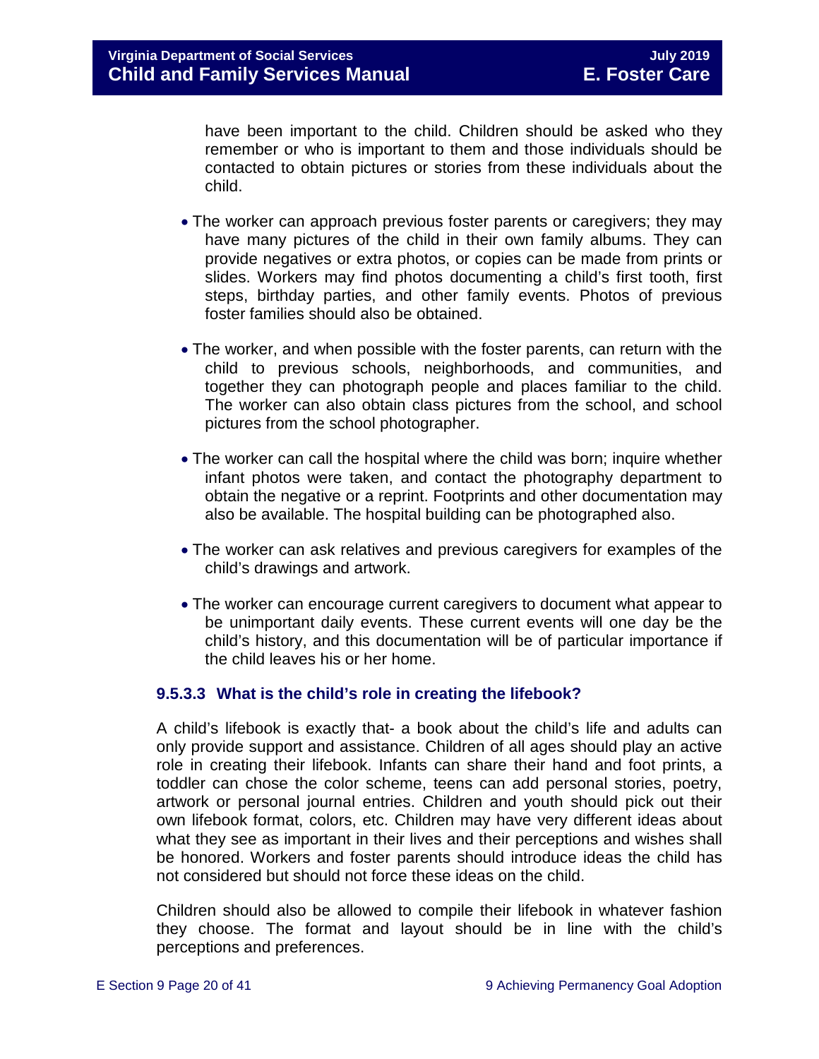have been important to the child. Children should be asked who they remember or who is important to them and those individuals should be contacted to obtain pictures or stories from these individuals about the child.

- The worker can approach previous foster parents or caregivers; they may have many pictures of the child in their own family albums. They can provide negatives or extra photos, or copies can be made from prints or slides. Workers may find photos documenting a child's first tooth, first steps, birthday parties, and other family events. Photos of previous foster families should also be obtained.

- The worker, and when possible with the foster parents, can return with the child to previous schools, neighborhoods, and communities, and together they can photograph people and places familiar to the child. The worker can also obtain class pictures from the school, and school pictures from the school photographer.

- The worker can call the hospital where the child was born; inquire whether infant photos were taken, and contact the photography department to obtain the negative or a reprint. Footprints and other documentation may also be available. The hospital building can be photographed also.

- The worker can ask relatives and previous caregivers for examples of the child's drawings and artwork.

- The worker can encourage current caregivers to document what appear to be unimportant daily events. These current events will one day be the child's history, and this documentation will be of particular importance if the child leaves his or her home.

### 9.5.3.3 What is the child's role in creating the lifebook?

A child's lifebook is exactly that- a book about the child's life and adults can only provide support and assistance. Children of all ages should play an active role in creating their lifebook. Infants can share their hand and foot prints, a toddler can chose the color scheme, teens can add personal stories, poetry, artwork or personal journal entries. Children and youth should pick out their own lifebook format, colors, etc. Children may have very different ideas about what they see as important in their lives and their perceptions and wishes shall be honored. Workers and foster parents should introduce ideas the child has not considered but should not force these ideas on the child.

Children should also be allowed to compile their lifebook in whatever fashion they choose. The format and layout should be in line with the child's perceptions and preferences.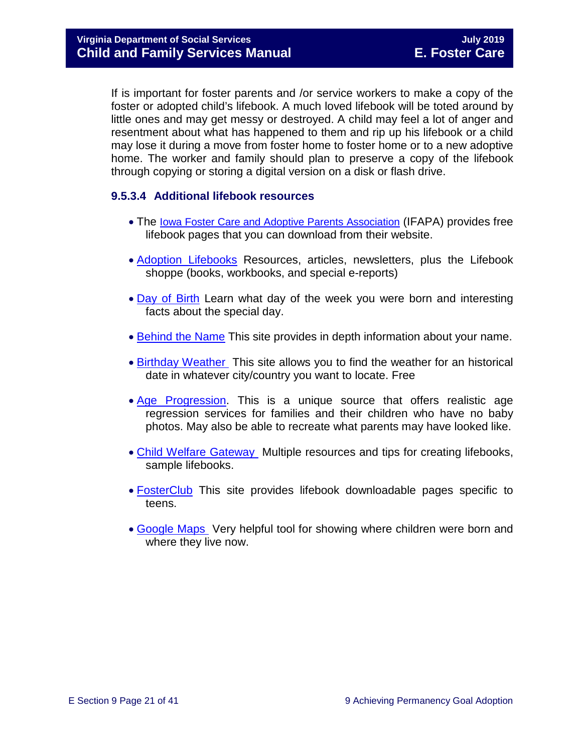If is important for foster parents and /or service workers to make a copy of the foster or adopted child's lifebook. A much loved lifebook will be toted around by little ones and may get messy or destroyed. A child may feel a lot of anger and resentment about what has happened to them and rip up his lifebook or a child may lose it during a move from foster home to foster home or to a new adoptive home. The worker and family should plan to preserve a copy of the lifebook through copying or storing a digital version on a disk or flash drive.

### 9.5.3.4 Additional lifebook resources

- The Iowa Foster Care and Adoptive Parents Association (IFAPA) provides free lifebook pages that you can download from their website.
- Adoption Lifebooks Resources, articles, newsletters, plus the Lifebook shoppe (books, workbooks, and special e-reports)
- Day of Birth Learn what day of the week you were born and interesting facts about the special day.
- Behind the Name This site provides in depth information about your name.
- Birthday Weather This site allows you to find the weather for an historical date in whatever city/country you want to locate. Free
- Age Progression. This is a unique source that offers realistic age regression services for families and their children who have no baby photos. May also be able to recreate what parents may have looked like.
- Child Welfare Gateway Multiple resources and tips for creating lifebooks, sample lifebooks.
- FosterClub This site provides lifebook downloadable pages specific to teens.
- Google Maps Very helpful tool for showing where children were born and where they live now.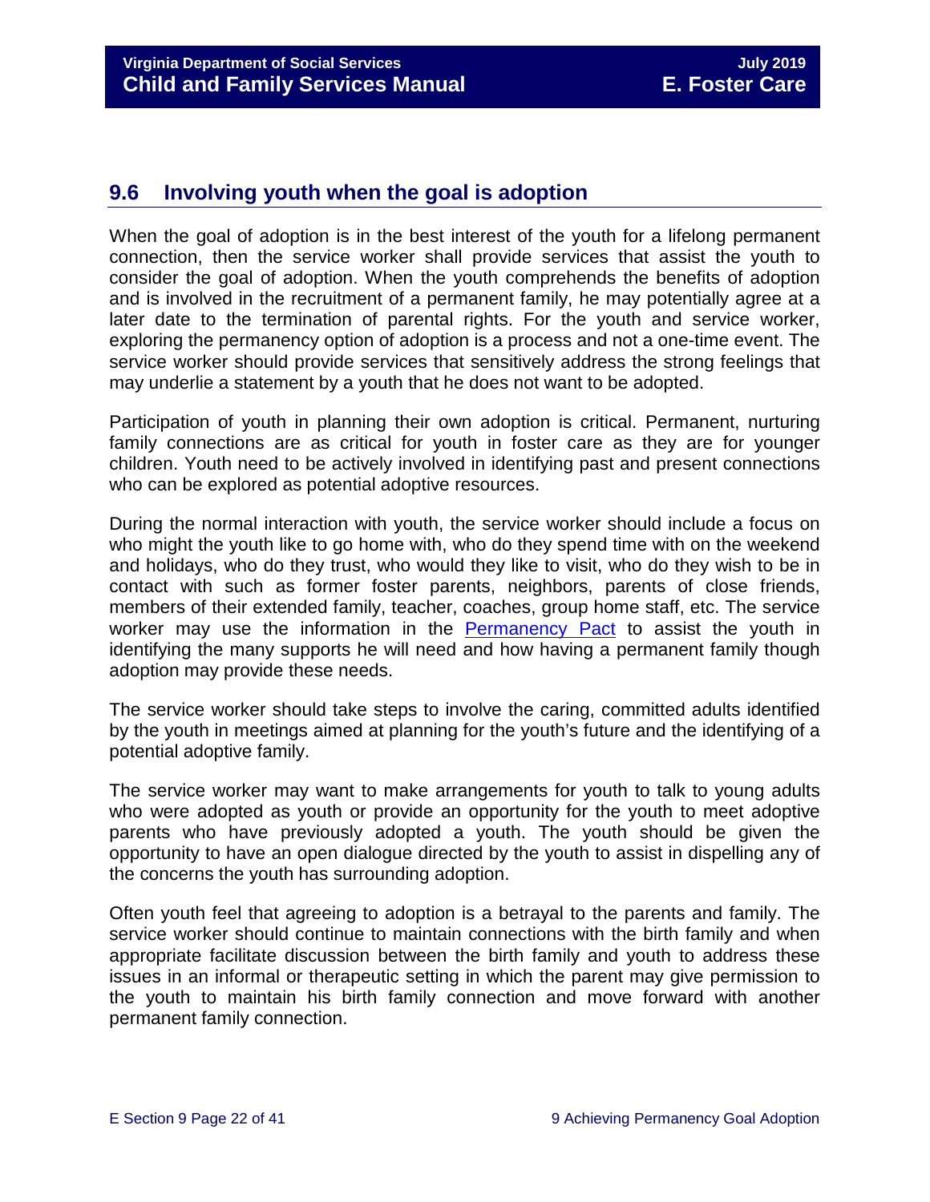## 9.6 Involving youth when the goal is adoption

When the goal of adoption is in the best interest of the youth for a lifelong permanent connection, then the service worker shall provide services that assist the youth to consider the goal of adoption. When the youth comprehends the benefits of adoption and is involved in the recruitment of a permanent family, he may potentially agree at a later date to the termination of parental rights. For the youth and service worker, exploring the permanency option of adoption is a process and not a one-time event. The service worker should provide services that sensitively address the strong feelings that may underlie a statement by a youth that he does not want to be adopted.

Participation of youth in planning their own adoption is critical. Permanent, nurturing family connections are as critical for youth in foster care as they are for younger children. Youth need to be actively involved in identifying past and present connections who can be explored as potential adoptive resources.

During the normal interaction with youth, the service worker should include a focus on who might the youth like to go home with, who do they spend time with on the weekend and holidays, who do they trust, who would they like to visit, who do they wish to be in contact with such as former foster parents, neighbors, parents of close friends, members of their extended family, teacher, coaches, group home staff, etc. The service worker may use the information in the [Permanency Pact] to assist the youth in identifying the many supports he will need and how having a permanent family though adoption may provide these needs.

The service worker should take steps to involve the caring, committed adults identified by the youth in meetings aimed at planning for the youth's future and the identifying of a potential adoptive family.

The service worker may want to make arrangements for youth to talk to young adults who were adopted as youth or provide an opportunity for the youth to meet adoptive parents who have previously adopted a youth. The youth should be given the opportunity to have an open dialogue directed by the youth to assist in dispelling any of the concerns the youth has surrounding adoption.

Often youth feel that agreeing to adoption is a betrayal to the parents and family. The service worker should continue to maintain connections with the birth family and when appropriate facilitate discussion between the birth family and youth to address these issues in an informal or therapeutic setting in which the parent may give permission to the youth to maintain his birth family connection and move forward with another permanent family connection.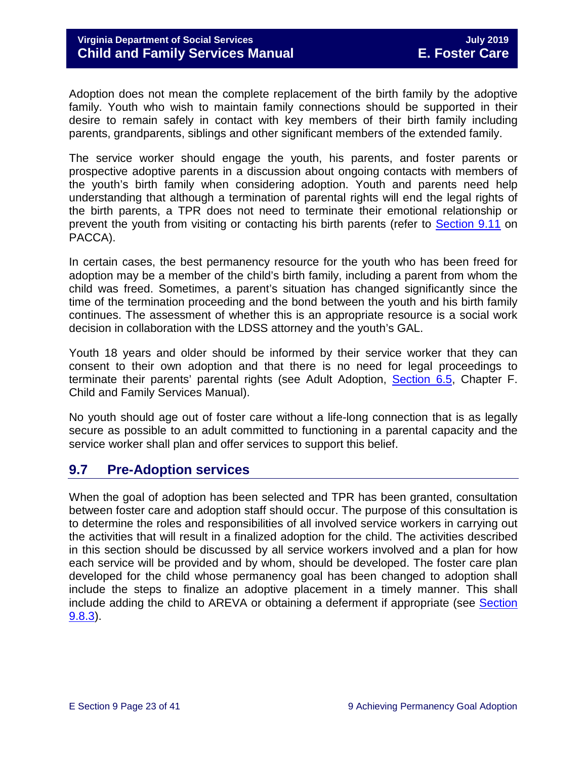Adoption does not mean the complete replacement of the birth family by the adoptive family. Youth who wish to maintain family connections should be supported in their desire to remain safely in contact with key members of their birth family including parents, grandparents, siblings and other significant members of the extended family.

The service worker should engage the youth, his parents, and foster parents or prospective adoptive parents in a discussion about ongoing contacts with members of the youth's birth family when considering adoption. Youth and parents need help understanding that although a termination of parental rights will end the legal rights of the birth parents, a TPR does not need to terminate their emotional relationship or prevent the youth from visiting or contacting his birth parents (refer to Section 9.11 on PACCA).

In certain cases, the best permanency resource for the youth who has been freed for adoption may be a member of the child's birth family, including a parent from whom the child was freed. Sometimes, a parent's situation has changed significantly since the time of the termination proceeding and the bond between the youth and his birth family continues. The assessment of whether this is an appropriate resource is a social work decision in collaboration with the LDSS attorney and the youth's GAL.

Youth 18 years and older should be informed by their service worker that they can consent to their own adoption and that there is no need for legal proceedings to terminate their parents' parental rights (see Adult Adoption, Section 6.5, Chapter F. Child and Family Services Manual).

No youth should age out of foster care without a life-long connection that is as legally secure as possible to an adult committed to functioning in a parental capacity and the service worker shall plan and offer services to support this belief.

## 9.7 Pre-Adoption services

When the goal of adoption has been selected and TPR has been granted, consultation between foster care and adoption staff should occur. The purpose of this consultation is to determine the roles and responsibilities of all involved service workers in carrying out the activities that will result in a finalized adoption for the child. The activities described in this section should be discussed by all service workers involved and a plan for how each service will be provided and by whom, should be developed. The foster care plan developed for the child whose permanency goal has been changed to adoption shall include the steps to finalize an adoptive placement in a timely manner. This shall include adding the child to AREVA or obtaining a deferment if appropriate (see Section 9.8.3).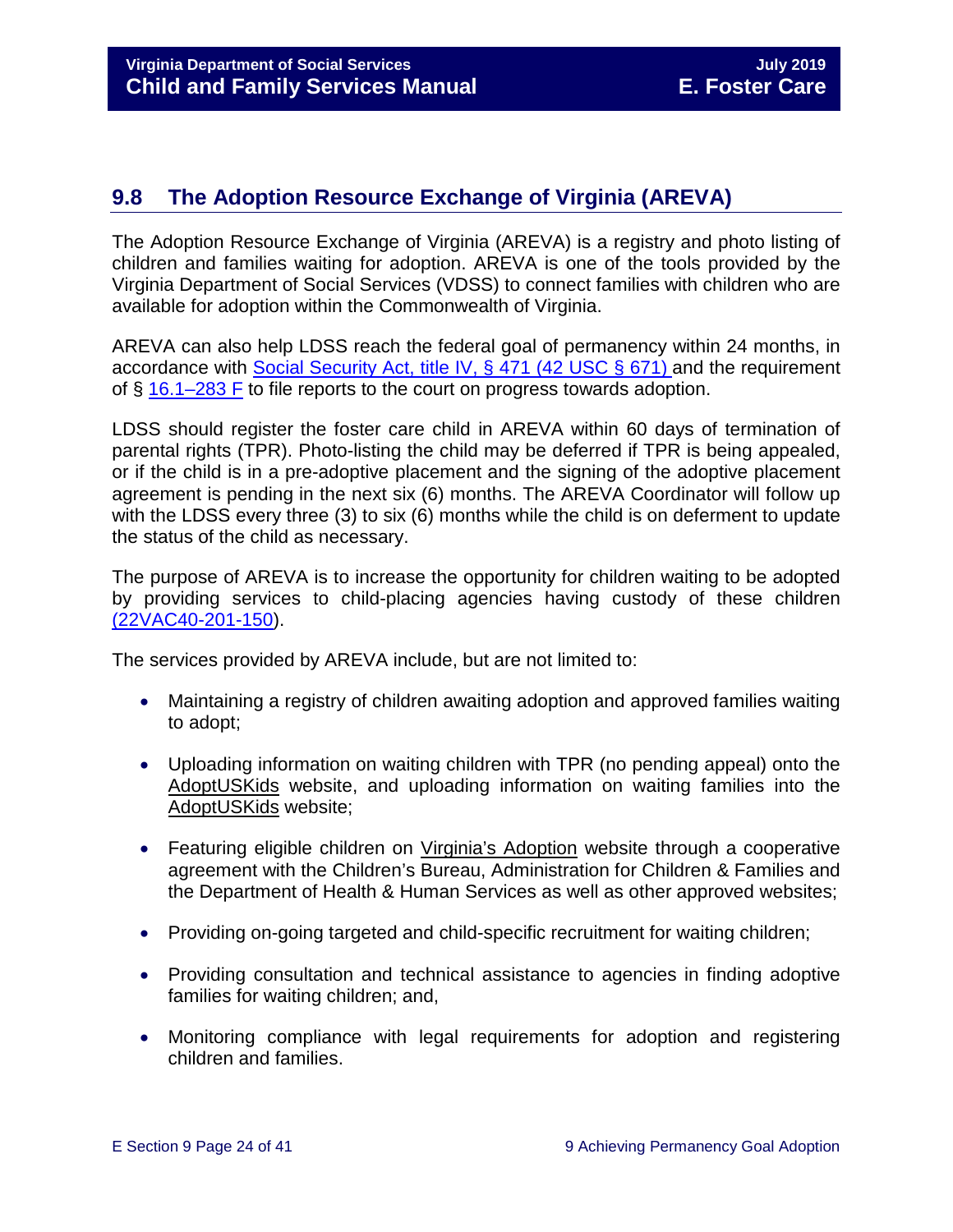## 9.8 The Adoption Resource Exchange of Virginia (AREVA)

The Adoption Resource Exchange of Virginia (AREVA) is a registry and photo listing of children and families waiting for adoption. AREVA is one of the tools provided by the Virginia Department of Social Services (VDSS) to connect families with children who are available for adoption within the Commonwealth of Virginia.

AREVA can also help LDSS reach the federal goal of permanency within 24 months, in accordance with Social Security Act, title IV, § 471 (42 USC § 671) and the requirement of § 16.1–283 F to file reports to the court on progress towards adoption.

LDSS should register the foster care child in AREVA within 60 days of termination of parental rights (TPR). Photo-listing the child may be deferred if TPR is being appealed, or if the child is in a pre-adoptive placement and the signing of the adoptive placement agreement is pending in the next six (6) months. The AREVA Coordinator will follow up with the LDSS every three (3) to six (6) months while the child is on deferment to update the status of the child as necessary.

The purpose of AREVA is to increase the opportunity for children waiting to be adopted by providing services to child-placing agencies having custody of these children (22VAC40-201-150).

The services provided by AREVA include, but are not limited to:

- Maintaining a registry of children awaiting adoption and approved families waiting to adopt;
- Uploading information on waiting children with TPR (no pending appeal) onto the AdoptUSKids website, and uploading information on waiting families into the AdoptUSKids website;
- Featuring eligible children on Virginia's Adoption website through a cooperative agreement with the Children's Bureau, Administration for Children & Families and the Department of Health & Human Services as well as other approved websites;
- Providing on-going targeted and child-specific recruitment for waiting children;
- Providing consultation and technical assistance to agencies in finding adoptive families for waiting children; and,
- Monitoring compliance with legal requirements for adoption and registering children and families.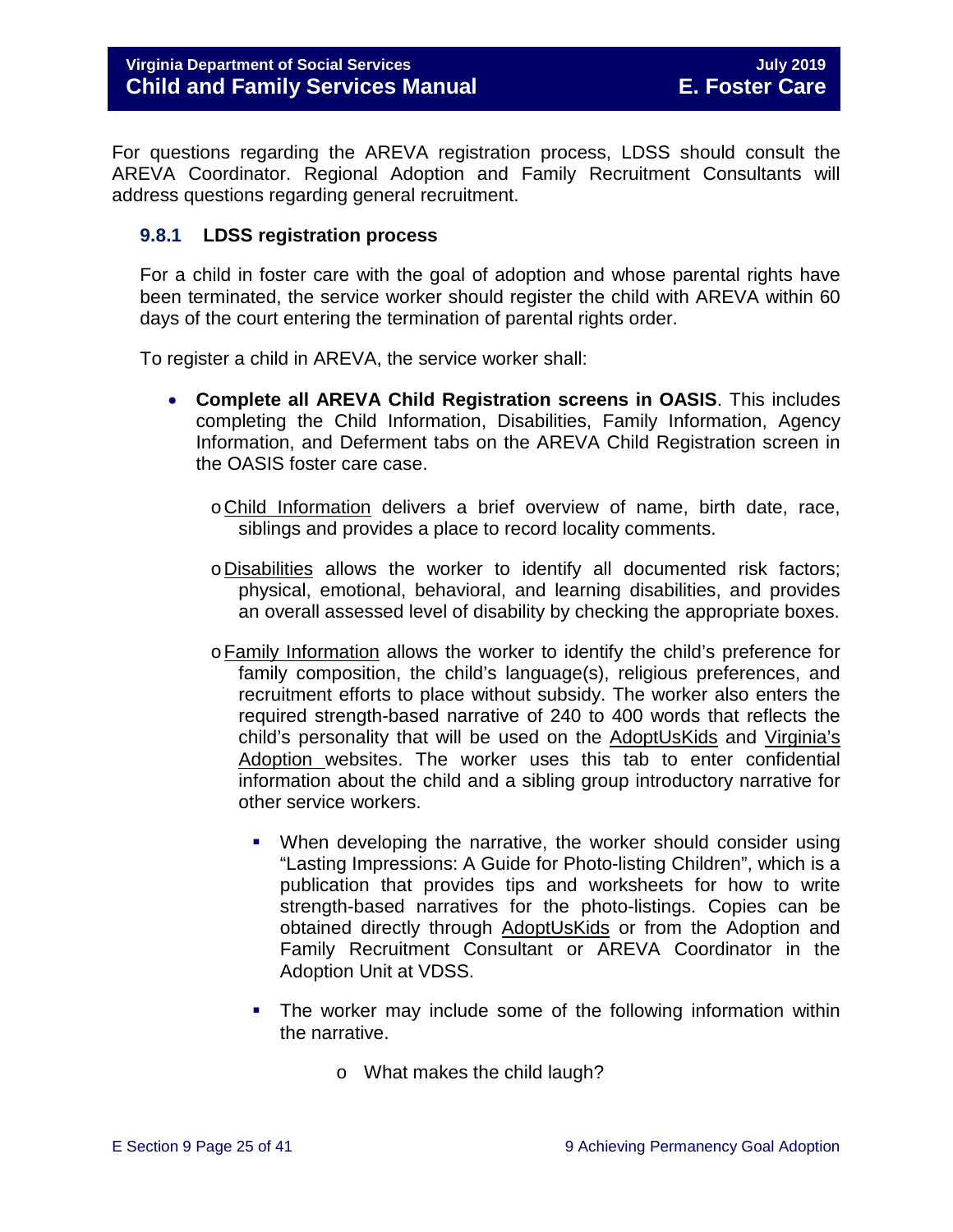For questions regarding the AREVA registration process, LDSS should consult the AREVA Coordinator. Regional Adoption and Family Recruitment Consultants will address questions regarding general recruitment.

### 9.8.1 LDSS registration process

For a child in foster care with the goal of adoption and whose parental rights have been terminated, the service worker should register the child with AREVA within 60 days of the court entering the termination of parental rights order.

To register a child in AREVA, the service worker shall:

- **Complete all AREVA Child Registration screens in OASIS**. This includes completing the Child Information, Disabilities, Family Information, Agency Information, and Deferment tabs on the AREVA Child Registration screen in the OASIS foster care case.
  - Child Information delivers a brief overview of name, birth date, race, siblings and provides a place to record locality comments.
  - Disabilities allows the worker to identify all documented risk factors; physical, emotional, behavioral, and learning disabilities, and provides an overall assessed level of disability by checking the appropriate boxes.
  - Family Information allows the worker to identify the child's preference for family composition, the child's language(s), religious preferences, and recruitment efforts to place without subsidy. The worker also enters the required strength-based narrative of 240 to 400 words that reflects the child's personality that will be used on the AdoptUsKids and Virginia's Adoption websites. The worker uses this tab to enter confidential information about the child and a sibling group introductory narrative for other service workers.
    - When developing the narrative, the worker should consider using "Lasting Impressions: A Guide for Photo-listing Children", which is a publication that provides tips and worksheets for how to write strength-based narratives for the photo-listings. Copies can be obtained directly through AdoptUsKids or from the Adoption and Family Recruitment Consultant or AREVA Coordinator in the Adoption Unit at VDSS.
    - The worker may include some of the following information within the narrative.
      - What makes the child laugh?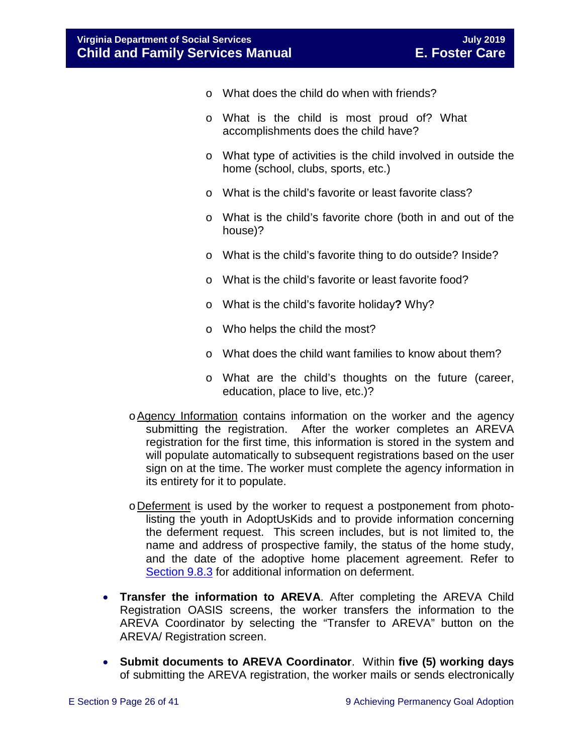- What does the child do when with friends?
        - What is the child is most proud of? What accomplishments does the child have?
        - What type of activities is the child involved in outside the home (school, clubs, sports, etc.)
        - What is the child's favorite or least favorite class?
        - What is the child's favorite chore (both in and out of the house)?
        - What is the child's favorite thing to do outside? Inside?
        - What is the child's favorite or least favorite food?
        - What is the child's favorite holiday**?** Why?
        - Who helps the child the most?
        - What does the child want families to know about them?
        - What are the child's thoughts on the future (career, education, place to live, etc.)?

    - Agency Information contains information on the worker and the agency submitting the registration. After the worker completes an AREVA registration for the first time, this information is stored in the system and will populate automatically to subsequent registrations based on the user sign on at the time. The worker must complete the agency information in its entirety for it to populate.

    - Deferment is used by the worker to request a postponement from photo-listing the youth in AdoptUsKids and to provide information concerning the deferment request. This screen includes, but is not limited to, the name and address of prospective family, the status of the home study, and the date of the adoptive home placement agreement. Refer to [Section 9.8.3](#) for additional information on deferment.

- **Transfer the information to AREVA**. After completing the AREVA Child Registration OASIS screens, the worker transfers the information to the AREVA Coordinator by selecting the "Transfer to AREVA" button on the AREVA/ Registration screen.

- **Submit documents to AREVA Coordinator**. Within **five (5) working days** of submitting the AREVA registration, the worker mails or sends electronically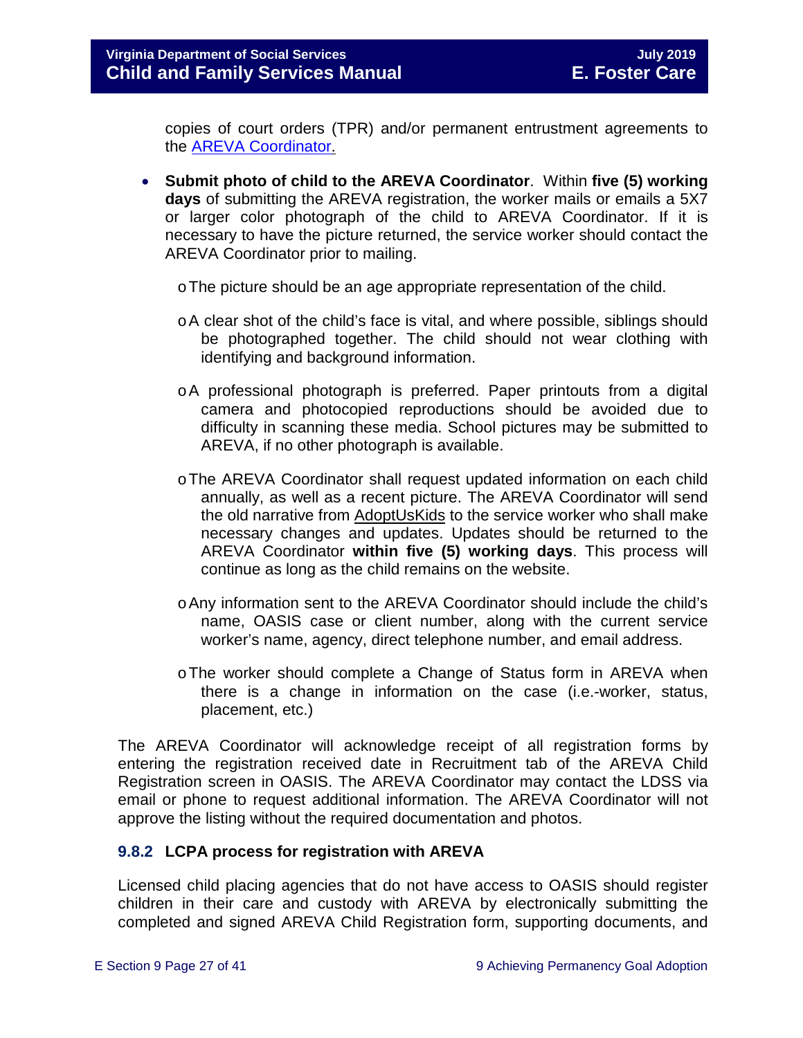copies of court orders (TPR) and/or permanent entrustment agreements to the [AREVA Coordinator.]

- **Submit photo of child to the AREVA Coordinator**. Within **five (5) working days** of submitting the AREVA registration, the worker mails or emails a 5X7 or larger color photograph of the child to AREVA Coordinator. If it is necessary to have the picture returned, the service worker should contact the AREVA Coordinator prior to mailing.
  - The picture should be an age appropriate representation of the child.
  - A clear shot of the child's face is vital, and where possible, siblings should be photographed together. The child should not wear clothing with identifying and background information.
  - A professional photograph is preferred. Paper printouts from a digital camera and photocopied reproductions should be avoided due to difficulty in scanning these media. School pictures may be submitted to AREVA, if no other photograph is available.
  - The AREVA Coordinator shall request updated information on each child annually, as well as a recent picture. The AREVA Coordinator will send the old narrative from AdoptUsKids to the service worker who shall make necessary changes and updates. Updates should be returned to the AREVA Coordinator **within five (5) working days**. This process will continue as long as the child remains on the website.
  - Any information sent to the AREVA Coordinator should include the child's name, OASIS case or client number, along with the current service worker's name, agency, direct telephone number, and email address.
  - The worker should complete a Change of Status form in AREVA when there is a change in information on the case (i.e.-worker, status, placement, etc.)

The AREVA Coordinator will acknowledge receipt of all registration forms by entering the registration received date in Recruitment tab of the AREVA Child Registration screen in OASIS. The AREVA Coordinator may contact the LDSS via email or phone to request additional information. The AREVA Coordinator will not approve the listing without the required documentation and photos.

### 9.8.2 LCPA process for registration with AREVA

Licensed child placing agencies that do not have access to OASIS should register children in their care and custody with AREVA by electronically submitting the completed and signed AREVA Child Registration form, supporting documents, and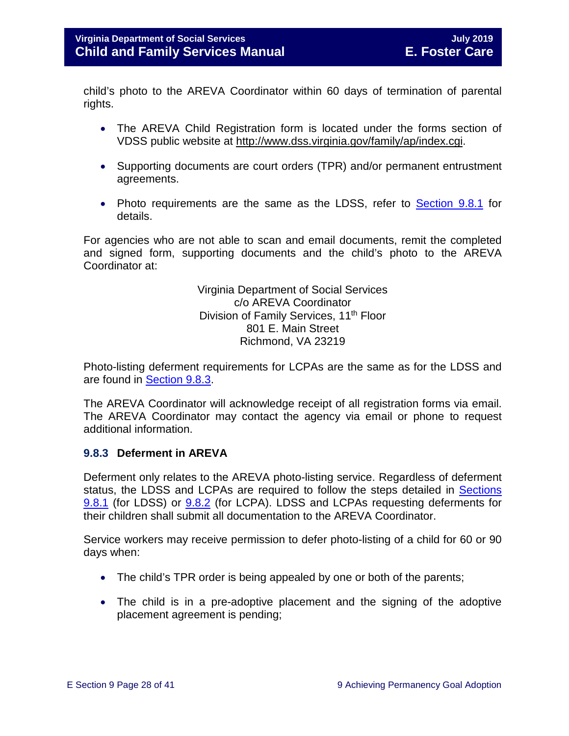child's photo to the AREVA Coordinator within 60 days of termination of parental rights.

- The AREVA Child Registration form is located under the forms section of VDSS public website at http://www.dss.virginia.gov/family/ap/index.cgi.
- Supporting documents are court orders (TPR) and/or permanent entrustment agreements.
- Photo requirements are the same as the LDSS, refer to Section 9.8.1 for details.

For agencies who are not able to scan and email documents, remit the completed and signed form, supporting documents and the child's photo to the AREVA Coordinator at:

Virginia Department of Social Services
c/o AREVA Coordinator
Division of Family Services, 11th Floor
801 E. Main Street
Richmond, VA 23219

Photo-listing deferment requirements for LCPAs are the same as for the LDSS and are found in Section 9.8.3.

The AREVA Coordinator will acknowledge receipt of all registration forms via email. The AREVA Coordinator may contact the agency via email or phone to request additional information.

### 9.8.3 Deferment in AREVA

Deferment only relates to the AREVA photo-listing service. Regardless of deferment status, the LDSS and LCPAs are required to follow the steps detailed in Sections 9.8.1 (for LDSS) or 9.8.2 (for LCPA). LDSS and LCPAs requesting deferments for their children shall submit all documentation to the AREVA Coordinator.

Service workers may receive permission to defer photo-listing of a child for 60 or 90 days when:

- The child's TPR order is being appealed by one or both of the parents;
- The child is in a pre-adoptive placement and the signing of the adoptive placement agreement is pending;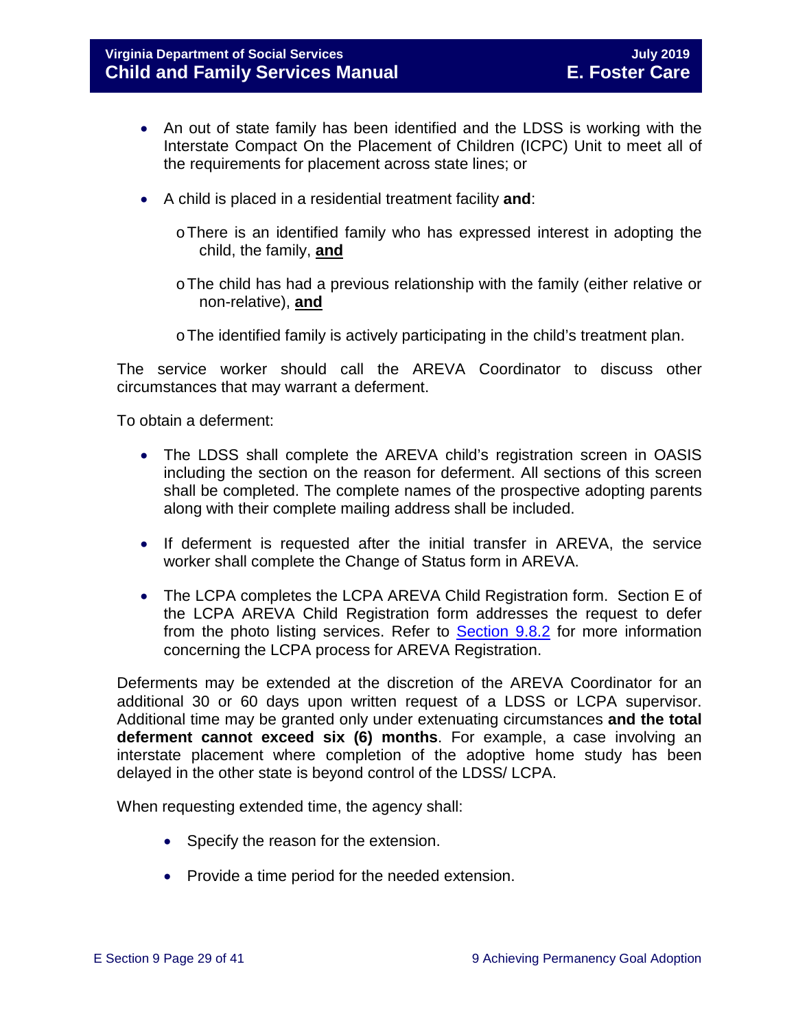- An out of state family has been identified and the LDSS is working with the Interstate Compact On the Placement of Children (ICPC) Unit to meet all of the requirements for placement across state lines; or

- A child is placed in a residential treatment facility **and**:

  - There is an identified family who has expressed interest in adopting the child, the family, **and**

  - The child has had a previous relationship with the family (either relative or non-relative), **and**

  - The identified family is actively participating in the child's treatment plan.

The service worker should call the AREVA Coordinator to discuss other circumstances that may warrant a deferment.

To obtain a deferment:

- The LDSS shall complete the AREVA child's registration screen in OASIS including the section on the reason for deferment. All sections of this screen shall be completed. The complete names of the prospective adopting parents along with their complete mailing address shall be included.

- If deferment is requested after the initial transfer in AREVA, the service worker shall complete the Change of Status form in AREVA.

- The LCPA completes the LCPA AREVA Child Registration form. Section E of the LCPA AREVA Child Registration form addresses the request to defer from the photo listing services. Refer to Section 9.8.2 for more information concerning the LCPA process for AREVA Registration.

Deferments may be extended at the discretion of the AREVA Coordinator for an additional 30 or 60 days upon written request of a LDSS or LCPA supervisor. Additional time may be granted only under extenuating circumstances **and the total deferment cannot exceed six (6) months**. For example, a case involving an interstate placement where completion of the adoptive home study has been delayed in the other state is beyond control of the LDSS/ LCPA.

When requesting extended time, the agency shall:

- Specify the reason for the extension.

- Provide a time period for the needed extension.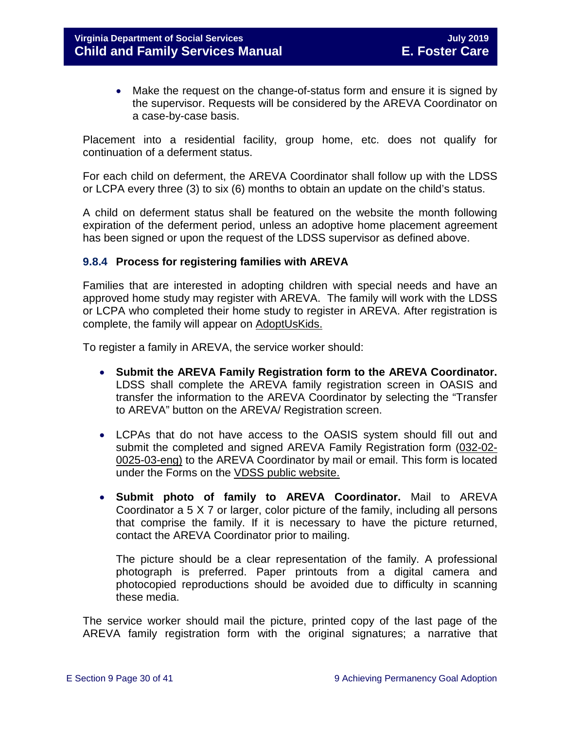- Make the request on the change-of-status form and ensure it is signed by the supervisor. Requests will be considered by the AREVA Coordinator on a case-by-case basis.

Placement into a residential facility, group home, etc. does not qualify for continuation of a deferment status.

For each child on deferment, the AREVA Coordinator shall follow up with the LDSS or LCPA every three (3) to six (6) months to obtain an update on the child's status.

A child on deferment status shall be featured on the website the month following expiration of the deferment period, unless an adoptive home placement agreement has been signed or upon the request of the LDSS supervisor as defined above.

### 9.8.4 Process for registering families with AREVA

Families that are interested in adopting children with special needs and have an approved home study may register with AREVA. The family will work with the LDSS or LCPA who completed their home study to register in AREVA. After registration is complete, the family will appear on AdoptUsKids.

To register a family in AREVA, the service worker should:

- **Submit the AREVA Family Registration form to the AREVA Coordinator.** LDSS shall complete the AREVA family registration screen in OASIS and transfer the information to the AREVA Coordinator by selecting the "Transfer to AREVA" button on the AREVA/ Registration screen.

- LCPAs that do not have access to the OASIS system should fill out and submit the completed and signed AREVA Family Registration form (032-02-0025-03-eng) to the AREVA Coordinator by mail or email. This form is located under the Forms on the VDSS public website.

- **Submit photo of family to AREVA Coordinator.** Mail to AREVA Coordinator a 5 X 7 or larger, color picture of the family, including all persons that comprise the family. If it is necessary to have the picture returned, contact the AREVA Coordinator prior to mailing.

  The picture should be a clear representation of the family. A professional photograph is preferred. Paper printouts from a digital camera and photocopied reproductions should be avoided due to difficulty in scanning these media.

The service worker should mail the picture, printed copy of the last page of the AREVA family registration form with the original signatures; a narrative that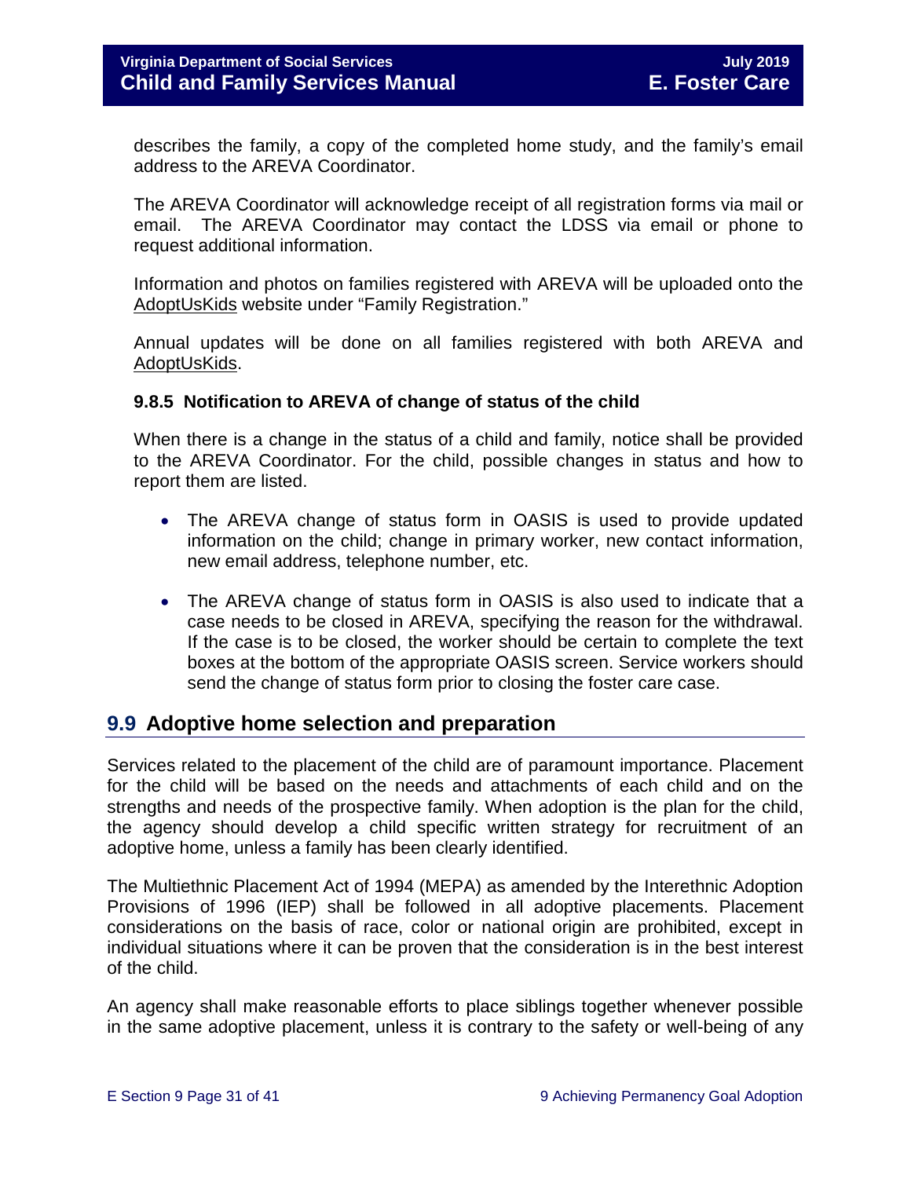describes the family, a copy of the completed home study, and the family's email address to the AREVA Coordinator.

The AREVA Coordinator will acknowledge receipt of all registration forms via mail or email. The AREVA Coordinator may contact the LDSS via email or phone to request additional information.

Information and photos on families registered with AREVA will be uploaded onto the AdoptUsKids website under "Family Registration."

Annual updates will be done on all families registered with both AREVA and AdoptUsKids.

### 9.8.5 Notification to AREVA of change of status of the child

When there is a change in the status of a child and family, notice shall be provided to the AREVA Coordinator. For the child, possible changes in status and how to report them are listed.

- The AREVA change of status form in OASIS is used to provide updated information on the child; change in primary worker, new contact information, new email address, telephone number, etc.
- The AREVA change of status form in OASIS is also used to indicate that a case needs to be closed in AREVA, specifying the reason for the withdrawal. If the case is to be closed, the worker should be certain to complete the text boxes at the bottom of the appropriate OASIS screen. Service workers should send the change of status form prior to closing the foster care case.

## 9.9 Adoptive home selection and preparation

Services related to the placement of the child are of paramount importance. Placement for the child will be based on the needs and attachments of each child and on the strengths and needs of the prospective family. When adoption is the plan for the child, the agency should develop a child specific written strategy for recruitment of an adoptive home, unless a family has been clearly identified.

The Multiethnic Placement Act of 1994 (MEPA) as amended by the Interethnic Adoption Provisions of 1996 (IEP) shall be followed in all adoptive placements. Placement considerations on the basis of race, color or national origin are prohibited, except in individual situations where it can be proven that the consideration is in the best interest of the child.

An agency shall make reasonable efforts to place siblings together whenever possible in the same adoptive placement, unless it is contrary to the safety or well-being of any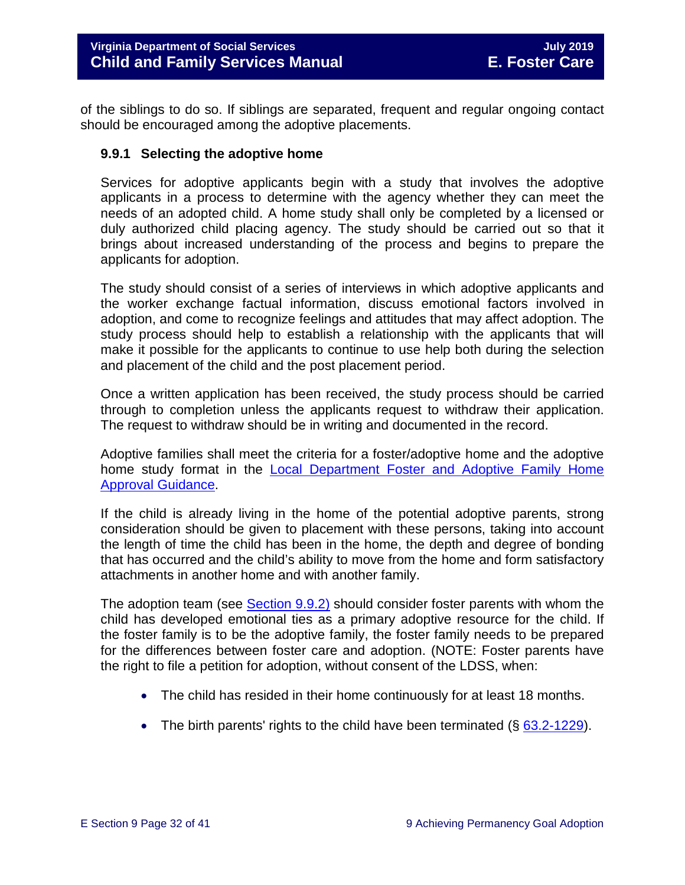of the siblings to do so. If siblings are separated, frequent and regular ongoing contact should be encouraged among the adoptive placements.

### 9.9.1 Selecting the adoptive home

Services for adoptive applicants begin with a study that involves the adoptive applicants in a process to determine with the agency whether they can meet the needs of an adopted child. A home study shall only be completed by a licensed or duly authorized child placing agency. The study should be carried out so that it brings about increased understanding of the process and begins to prepare the applicants for adoption.

The study should consist of a series of interviews in which adoptive applicants and the worker exchange factual information, discuss emotional factors involved in adoption, and come to recognize feelings and attitudes that may affect adoption. The study process should help to establish a relationship with the applicants that will make it possible for the applicants to continue to use help both during the selection and placement of the child and the post placement period.

Once a written application has been received, the study process should be carried through to completion unless the applicants request to withdraw their application. The request to withdraw should be in writing and documented in the record.

Adoptive families shall meet the criteria for a foster/adoptive home and the adoptive home study format in the Local Department Foster and Adoptive Family Home Approval Guidance.

If the child is already living in the home of the potential adoptive parents, strong consideration should be given to placement with these persons, taking into account the length of time the child has been in the home, the depth and degree of bonding that has occurred and the child's ability to move from the home and form satisfactory attachments in another home and with another family.

The adoption team (see Section 9.9.2) should consider foster parents with whom the child has developed emotional ties as a primary adoptive resource for the child. If the foster family is to be the adoptive family, the foster family needs to be prepared for the differences between foster care and adoption. (NOTE: Foster parents have the right to file a petition for adoption, without consent of the LDSS, when:

- The child has resided in their home continuously for at least 18 months.
- The birth parents' rights to the child have been terminated (§ 63.2-1229).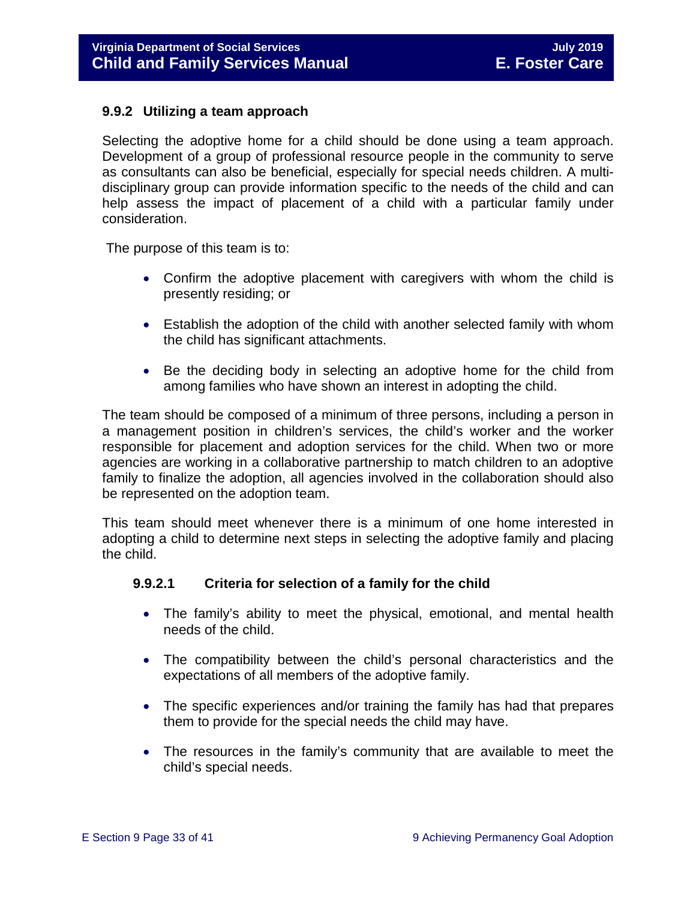### 9.9.2 Utilizing a team approach

Selecting the adoptive home for a child should be done using a team approach. Development of a group of professional resource people in the community to serve as consultants can also be beneficial, especially for special needs children. A multi-disciplinary group can provide information specific to the needs of the child and can help assess the impact of placement of a child with a particular family under consideration.

The purpose of this team is to:

- Confirm the adoptive placement with caregivers with whom the child is presently residing; or
- Establish the adoption of the child with another selected family with whom the child has significant attachments.
- Be the deciding body in selecting an adoptive home for the child from among families who have shown an interest in adopting the child.

The team should be composed of a minimum of three persons, including a person in a management position in children's services, the child's worker and the worker responsible for placement and adoption services for the child. When two or more agencies are working in a collaborative partnership to match children to an adoptive family to finalize the adoption, all agencies involved in the collaboration should also be represented on the adoption team.

This team should meet whenever there is a minimum of one home interested in adopting a child to determine next steps in selecting the adoptive family and placing the child.

#### 9.9.2.1 Criteria for selection of a family for the child

- The family's ability to meet the physical, emotional, and mental health needs of the child.
- The compatibility between the child's personal characteristics and the expectations of all members of the adoptive family.
- The specific experiences and/or training the family has had that prepares them to provide for the special needs the child may have.
- The resources in the family's community that are available to meet the child's special needs.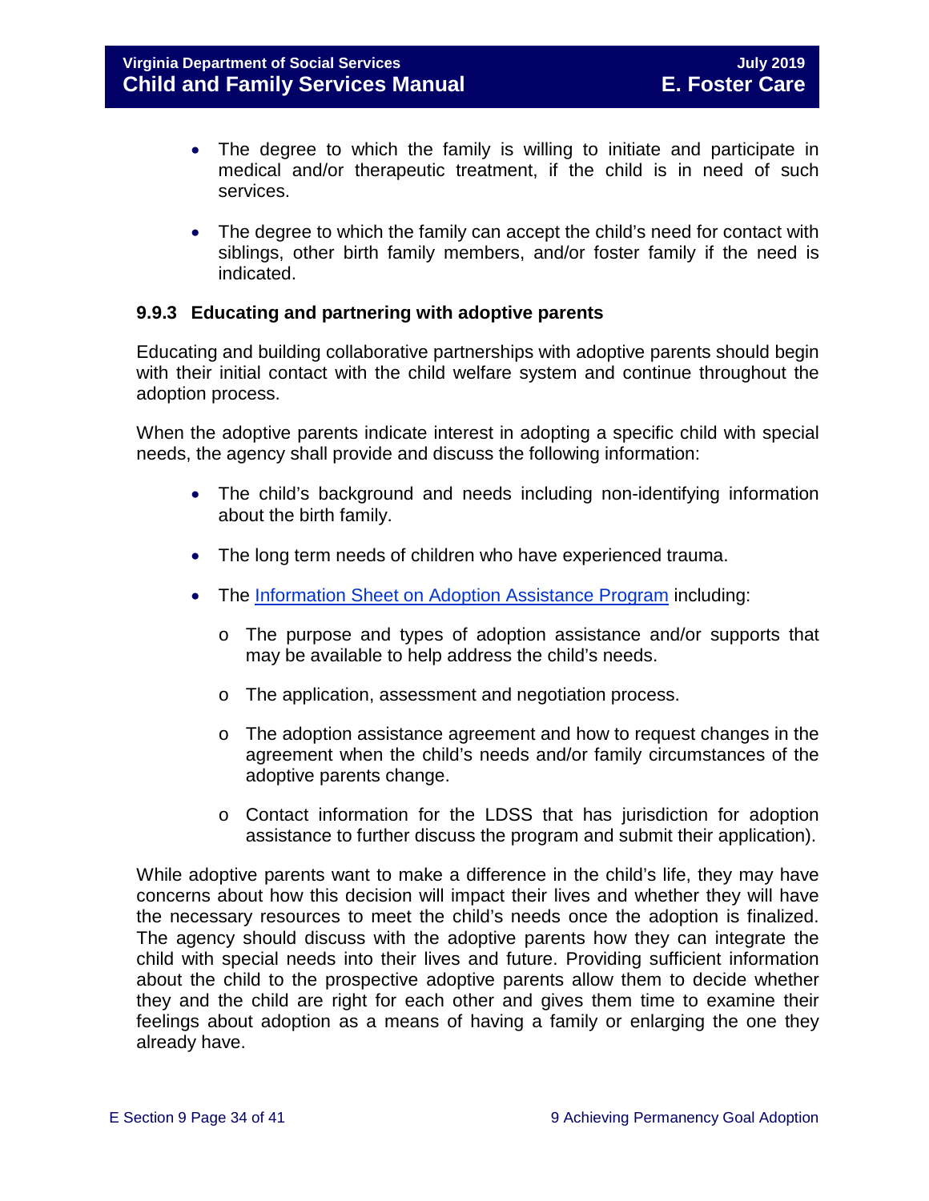- The degree to which the family is willing to initiate and participate in medical and/or therapeutic treatment, if the child is in need of such services.

- The degree to which the family can accept the child's need for contact with siblings, other birth family members, and/or foster family if the need is indicated.

### 9.9.3 Educating and partnering with adoptive parents

Educating and building collaborative partnerships with adoptive parents should begin with their initial contact with the child welfare system and continue throughout the adoption process.

When the adoptive parents indicate interest in adopting a specific child with special needs, the agency shall provide and discuss the following information:

- The child's background and needs including non-identifying information about the birth family.

- The long term needs of children who have experienced trauma.

- The Information Sheet on Adoption Assistance Program including:
  - The purpose and types of adoption assistance and/or supports that may be available to help address the child's needs.
  - The application, assessment and negotiation process.
  - The adoption assistance agreement and how to request changes in the agreement when the child's needs and/or family circumstances of the adoptive parents change.
  - Contact information for the LDSS that has jurisdiction for adoption assistance to further discuss the program and submit their application).

While adoptive parents want to make a difference in the child's life, they may have concerns about how this decision will impact their lives and whether they will have the necessary resources to meet the child's needs once the adoption is finalized. The agency should discuss with the adoptive parents how they can integrate the child with special needs into their lives and future. Providing sufficient information about the child to the prospective adoptive parents allow them to decide whether they and the child are right for each other and gives them time to examine their feelings about adoption as a means of having a family or enlarging the one they already have.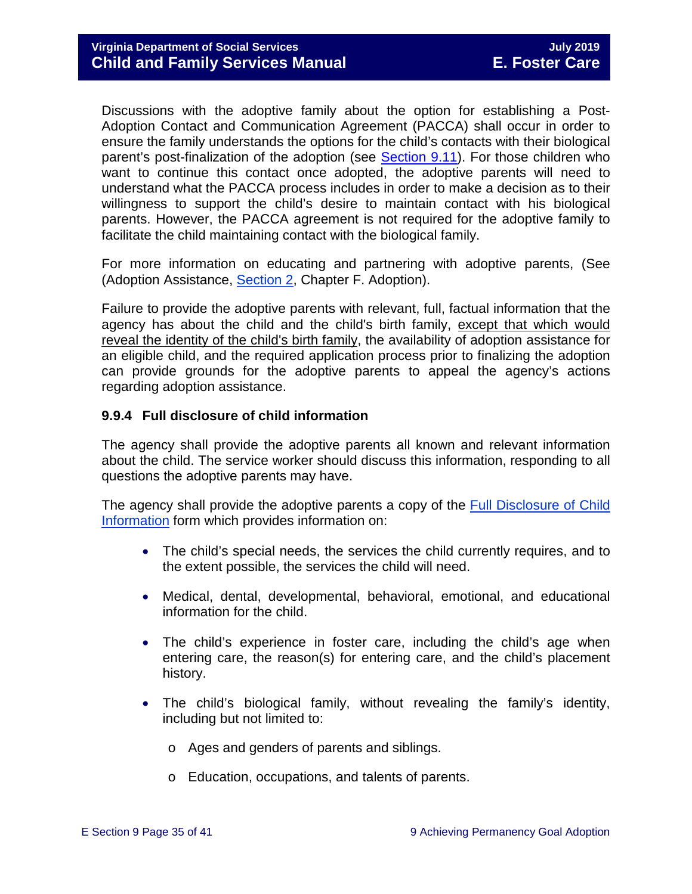Discussions with the adoptive family about the option for establishing a Post-Adoption Contact and Communication Agreement (PACCA) shall occur in order to ensure the family understands the options for the child's contacts with their biological parent's post-finalization of the adoption (see [Section 9.11](#)). For those children who want to continue this contact once adopted, the adoptive parents will need to understand what the PACCA process includes in order to make a decision as to their willingness to support the child's desire to maintain contact with his biological parents. However, the PACCA agreement is not required for the adoptive family to facilitate the child maintaining contact with the biological family.

For more information on educating and partnering with adoptive parents, (See (Adoption Assistance, [Section 2](#), Chapter F. Adoption).

Failure to provide the adoptive parents with relevant, full, factual information that the agency has about the child and the child's birth family, <u>except that which would reveal the identity of the child's birth family</u>, the availability of adoption assistance for an eligible child, and the required application process prior to finalizing the adoption can provide grounds for the adoptive parents to appeal the agency's actions regarding adoption assistance.

### 9.9.4 Full disclosure of child information

The agency shall provide the adoptive parents all known and relevant information about the child. The service worker should discuss this information, responding to all questions the adoptive parents may have.

The agency shall provide the adoptive parents a copy of the [Full Disclosure of Child Information](#) form which provides information on:

- The child's special needs, the services the child currently requires, and to the extent possible, the services the child will need.
- Medical, dental, developmental, behavioral, emotional, and educational information for the child.
- The child's experience in foster care, including the child's age when entering care, the reason(s) for entering care, and the child's placement history.
- The child's biological family, without revealing the family's identity, including but not limited to:
  - Ages and genders of parents and siblings.
  - Education, occupations, and talents of parents.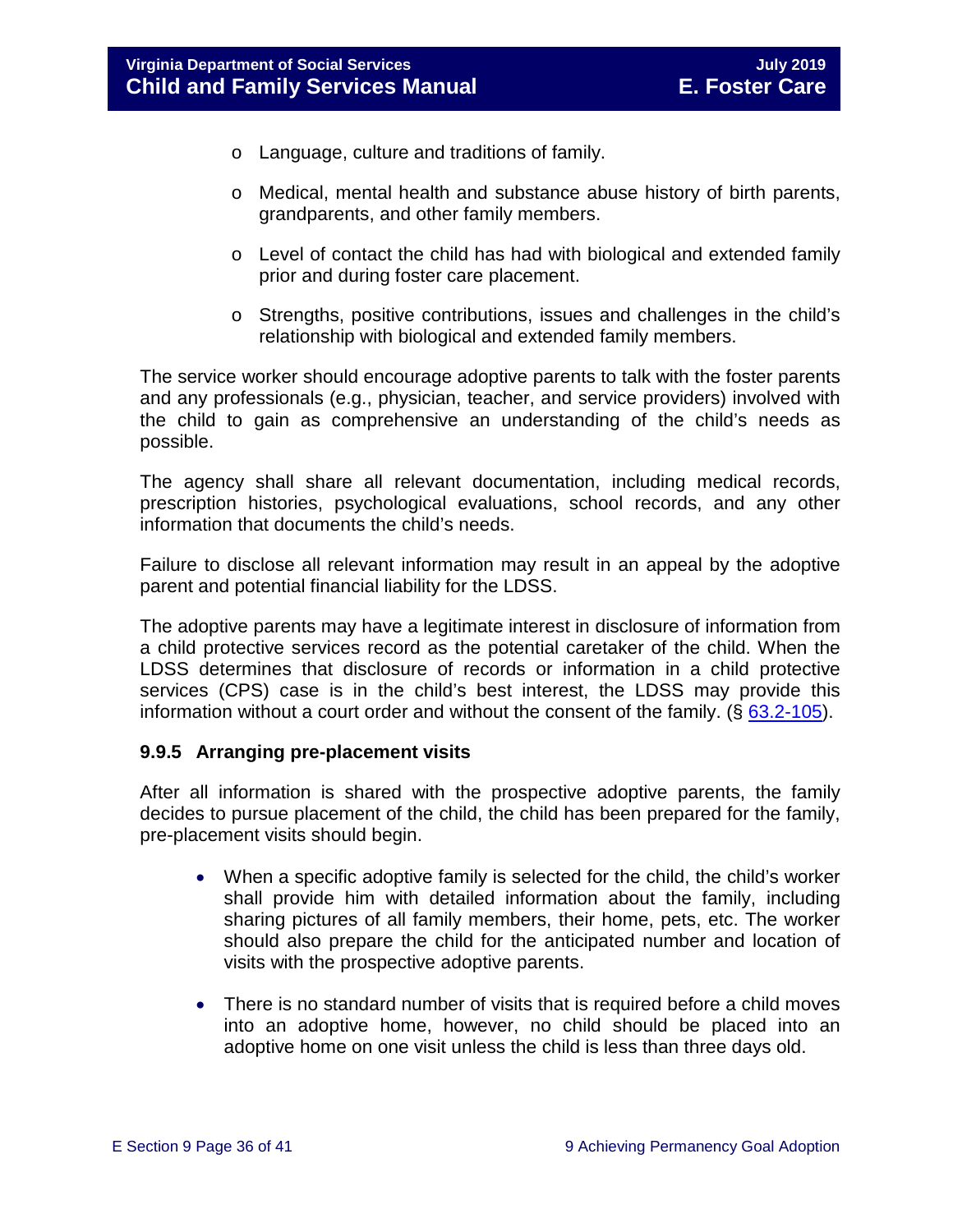- Language, culture and traditions of family.
- Medical, mental health and substance abuse history of birth parents, grandparents, and other family members.
- Level of contact the child has had with biological and extended family prior and during foster care placement.
- Strengths, positive contributions, issues and challenges in the child's relationship with biological and extended family members.

The service worker should encourage adoptive parents to talk with the foster parents and any professionals (e.g., physician, teacher, and service providers) involved with the child to gain as comprehensive an understanding of the child's needs as possible.

The agency shall share all relevant documentation, including medical records, prescription histories, psychological evaluations, school records, and any other information that documents the child's needs.

Failure to disclose all relevant information may result in an appeal by the adoptive parent and potential financial liability for the LDSS.

The adoptive parents may have a legitimate interest in disclosure of information from a child protective services record as the potential caretaker of the child. When the LDSS determines that disclosure of records or information in a child protective services (CPS) case is in the child's best interest, the LDSS may provide this information without a court order and without the consent of the family. (§ 63.2-105).

### 9.9.5 Arranging pre-placement visits

After all information is shared with the prospective adoptive parents, the family decides to pursue placement of the child, the child has been prepared for the family, pre-placement visits should begin.

- When a specific adoptive family is selected for the child, the child's worker shall provide him with detailed information about the family, including sharing pictures of all family members, their home, pets, etc. The worker should also prepare the child for the anticipated number and location of visits with the prospective adoptive parents.
- There is no standard number of visits that is required before a child moves into an adoptive home, however, no child should be placed into an adoptive home on one visit unless the child is less than three days old.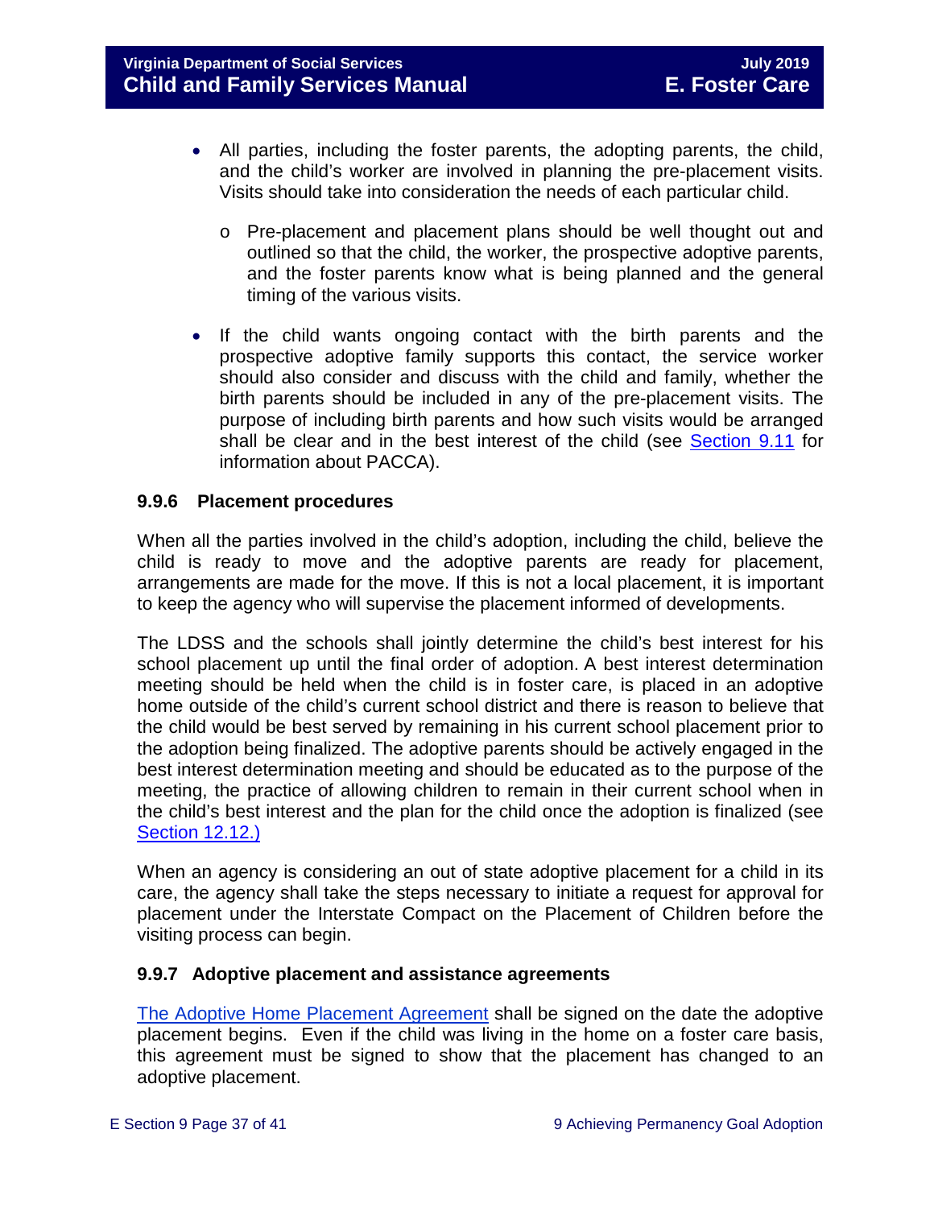- All parties, including the foster parents, the adopting parents, the child, and the child's worker are involved in planning the pre-placement visits. Visits should take into consideration the needs of each particular child.
    - Pre-placement and placement plans should be well thought out and outlined so that the child, the worker, the prospective adoptive parents, and the foster parents know what is being planned and the general timing of the various visits.
- If the child wants ongoing contact with the birth parents and the prospective adoptive family supports this contact, the service worker should also consider and discuss with the child and family, whether the birth parents should be included in any of the pre-placement visits. The purpose of including birth parents and how such visits would be arranged shall be clear and in the best interest of the child (see Section 9.11 for information about PACCA).

### 9.9.6 Placement procedures

When all the parties involved in the child's adoption, including the child, believe the child is ready to move and the adoptive parents are ready for placement, arrangements are made for the move. If this is not a local placement, it is important to keep the agency who will supervise the placement informed of developments.

The LDSS and the schools shall jointly determine the child's best interest for his school placement up until the final order of adoption. A best interest determination meeting should be held when the child is in foster care, is placed in an adoptive home outside of the child's current school district and there is reason to believe that the child would be best served by remaining in his current school placement prior to the adoption being finalized. The adoptive parents should be actively engaged in the best interest determination meeting and should be educated as to the purpose of the meeting, the practice of allowing children to remain in their current school when in the child's best interest and the plan for the child once the adoption is finalized (see Section 12.12.)

When an agency is considering an out of state adoptive placement for a child in its care, the agency shall take the steps necessary to initiate a request for approval for placement under the Interstate Compact on the Placement of Children before the visiting process can begin.

### 9.9.7 Adoptive placement and assistance agreements

The Adoptive Home Placement Agreement shall be signed on the date the adoptive placement begins. Even if the child was living in the home on a foster care basis, this agreement must be signed to show that the placement has changed to an adoptive placement.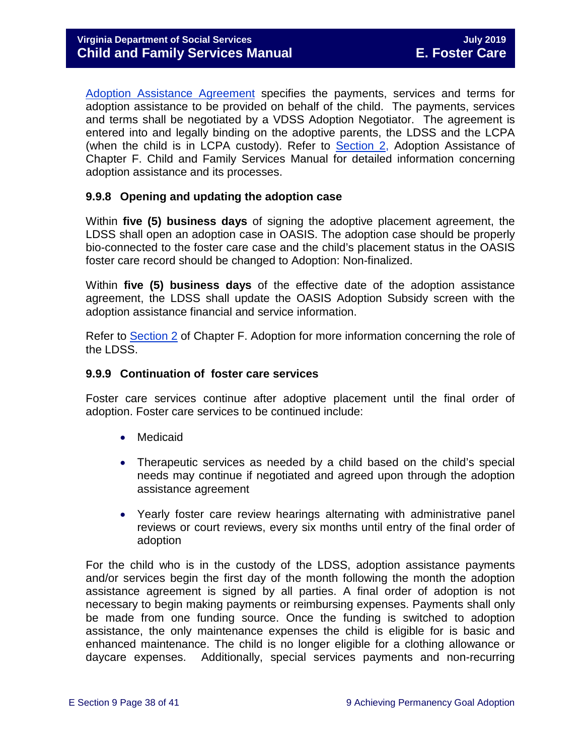Adoption Assistance Agreement specifies the payments, services and terms for adoption assistance to be provided on behalf of the child. The payments, services and terms shall be negotiated by a VDSS Adoption Negotiator. The agreement is entered into and legally binding on the adoptive parents, the LDSS and the LCPA (when the child is in LCPA custody). Refer to Section 2, Adoption Assistance of Chapter F. Child and Family Services Manual for detailed information concerning adoption assistance and its processes.

### 9.9.8 Opening and updating the adoption case

Within **five (5) business days** of signing the adoptive placement agreement, the LDSS shall open an adoption case in OASIS. The adoption case should be properly bio-connected to the foster care case and the child's placement status in the OASIS foster care record should be changed to Adoption: Non-finalized.

Within **five (5) business days** of the effective date of the adoption assistance agreement, the LDSS shall update the OASIS Adoption Subsidy screen with the adoption assistance financial and service information.

Refer to Section 2 of Chapter F. Adoption for more information concerning the role of the LDSS.

### 9.9.9 Continuation of foster care services

Foster care services continue after adoptive placement until the final order of adoption. Foster care services to be continued include:

- Medicaid
- Therapeutic services as needed by a child based on the child's special needs may continue if negotiated and agreed upon through the adoption assistance agreement
- Yearly foster care review hearings alternating with administrative panel reviews or court reviews, every six months until entry of the final order of adoption

For the child who is in the custody of the LDSS, adoption assistance payments and/or services begin the first day of the month following the month the adoption assistance agreement is signed by all parties. A final order of adoption is not necessary to begin making payments or reimbursing expenses. Payments shall only be made from one funding source. Once the funding is switched to adoption assistance, the only maintenance expenses the child is eligible for is basic and enhanced maintenance. The child is no longer eligible for a clothing allowance or daycare expenses. Additionally, special services payments and non-recurring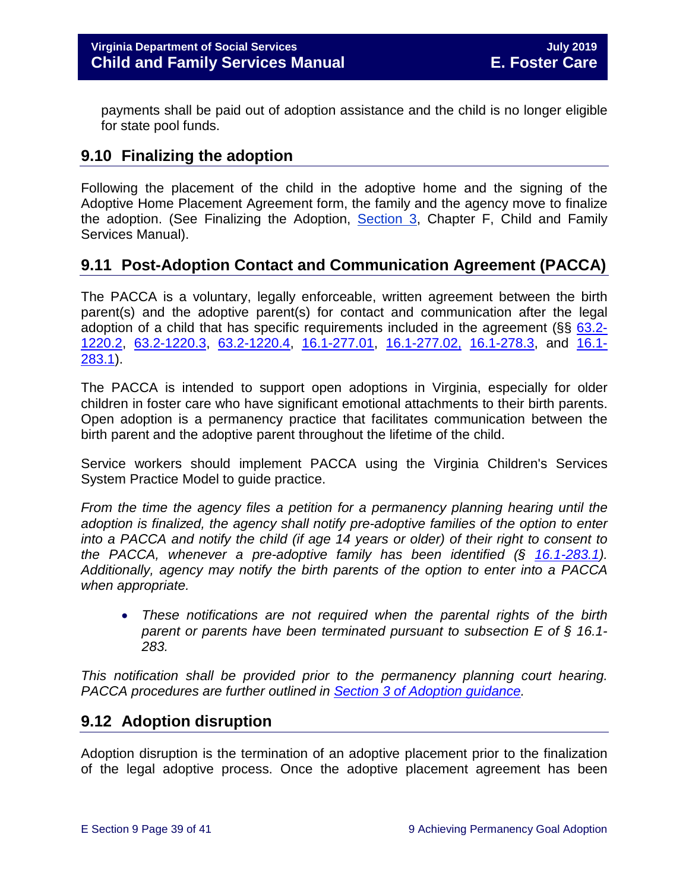payments shall be paid out of adoption assistance and the child is no longer eligible for state pool funds.

## 9.10 Finalizing the adoption

Following the placement of the child in the adoptive home and the signing of the Adoptive Home Placement Agreement form, the family and the agency move to finalize the adoption. (See Finalizing the Adoption, Section 3, Chapter F, Child and Family Services Manual).

## 9.11 Post-Adoption Contact and Communication Agreement (PACCA)

The PACCA is a voluntary, legally enforceable, written agreement between the birth parent(s) and the adoptive parent(s) for contact and communication after the legal adoption of a child that has specific requirements included in the agreement (§§ 63.2-1220.2, 63.2-1220.3, 63.2-1220.4, 16.1-277.01, 16.1-277.02, 16.1-278.3, and 16.1-283.1).

The PACCA is intended to support open adoptions in Virginia, especially for older children in foster care who have significant emotional attachments to their birth parents. Open adoption is a permanency practice that facilitates communication between the birth parent and the adoptive parent throughout the lifetime of the child.

Service workers should implement PACCA using the Virginia Children's Services System Practice Model to guide practice.

*From the time the agency files a petition for a permanency planning hearing until the adoption is finalized, the agency shall notify pre-adoptive families of the option to enter into a PACCA and notify the child (if age 14 years or older) of their right to consent to the PACCA, whenever a pre-adoptive family has been identified (§ 16.1-283.1). Additionally, agency may notify the birth parents of the option to enter into a PACCA when appropriate.*

- *These notifications are not required when the parental rights of the birth parent or parents have been terminated pursuant to subsection E of § 16.1-283.*

*This notification shall be provided prior to the permanency planning court hearing. PACCA procedures are further outlined in Section 3 of Adoption guidance.*

## 9.12 Adoption disruption

Adoption disruption is the termination of an adoptive placement prior to the finalization of the legal adoptive process. Once the adoptive placement agreement has been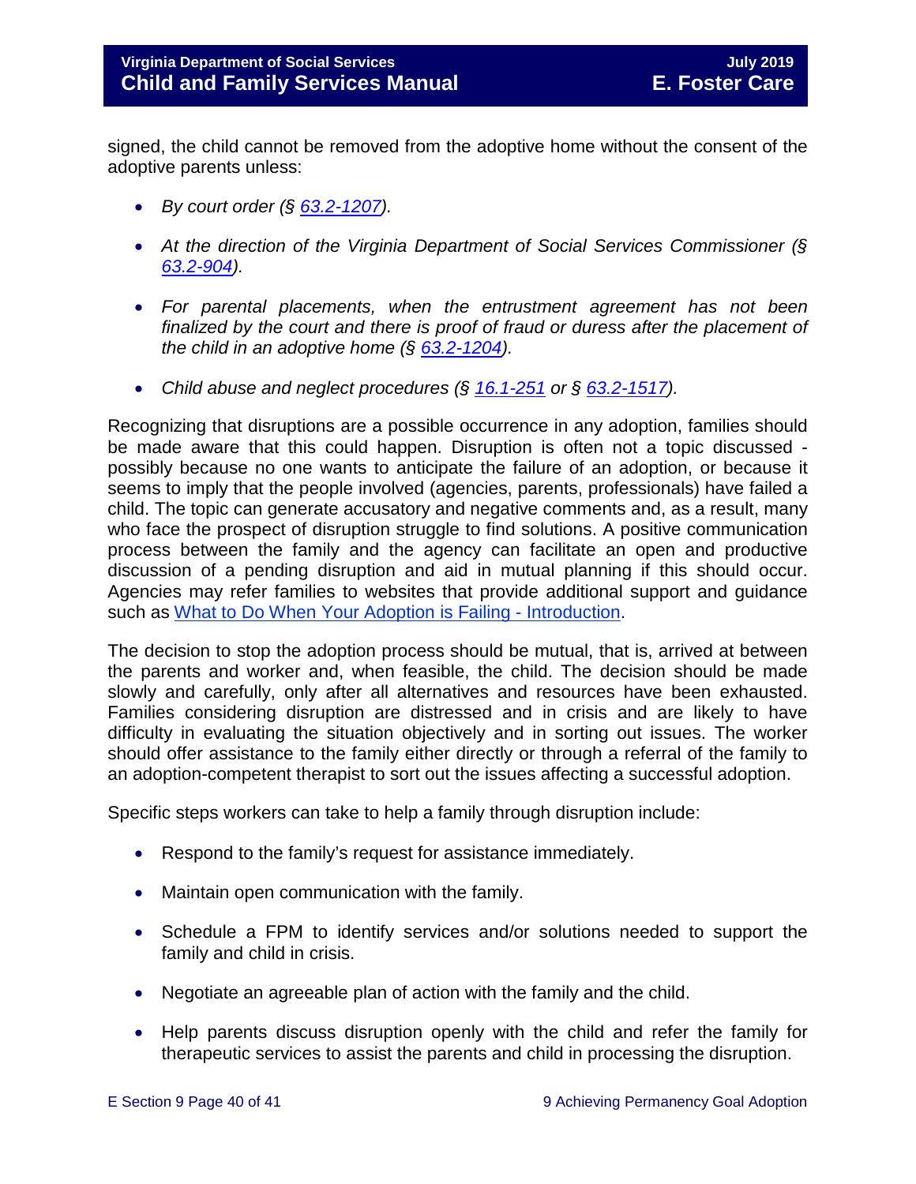signed, the child cannot be removed from the adoptive home without the consent of the adoptive parents unless:

- *By court order (§ [63.2-1207](#)).*
- *At the direction of the Virginia Department of Social Services Commissioner (§ [63.2-904](#)).*
- *For parental placements, when the entrustment agreement has not been finalized by the court and there is proof of fraud or duress after the placement of the child in an adoptive home (§ [63.2-1204](#)).*
- *Child abuse and neglect procedures (§ [16.1-251](#) or § [63.2-1517](#)).*

Recognizing that disruptions are a possible occurrence in any adoption, families should be made aware that this could happen. Disruption is often not a topic discussed - possibly because no one wants to anticipate the failure of an adoption, or because it seems to imply that the people involved (agencies, parents, professionals) have failed a child. The topic can generate accusatory and negative comments and, as a result, many who face the prospect of disruption struggle to find solutions. A positive communication process between the family and the agency can facilitate an open and productive discussion of a pending disruption and aid in mutual planning if this should occur. Agencies may refer families to websites that provide additional support and guidance such as [What to Do When Your Adoption is Failing - Introduction](#).

The decision to stop the adoption process should be mutual, that is, arrived at between the parents and worker and, when feasible, the child. The decision should be made slowly and carefully, only after all alternatives and resources have been exhausted. Families considering disruption are distressed and in crisis and are likely to have difficulty in evaluating the situation objectively and in sorting out issues. The worker should offer assistance to the family either directly or through a referral of the family to an adoption-competent therapist to sort out the issues affecting a successful adoption.

Specific steps workers can take to help a family through disruption include:

- Respond to the family's request for assistance immediately.
- Maintain open communication with the family.
- Schedule a FPM to identify services and/or solutions needed to support the family and child in crisis.
- Negotiate an agreeable plan of action with the family and the child.
- Help parents discuss disruption openly with the child and refer the family for therapeutic services to assist the parents and child in processing the disruption.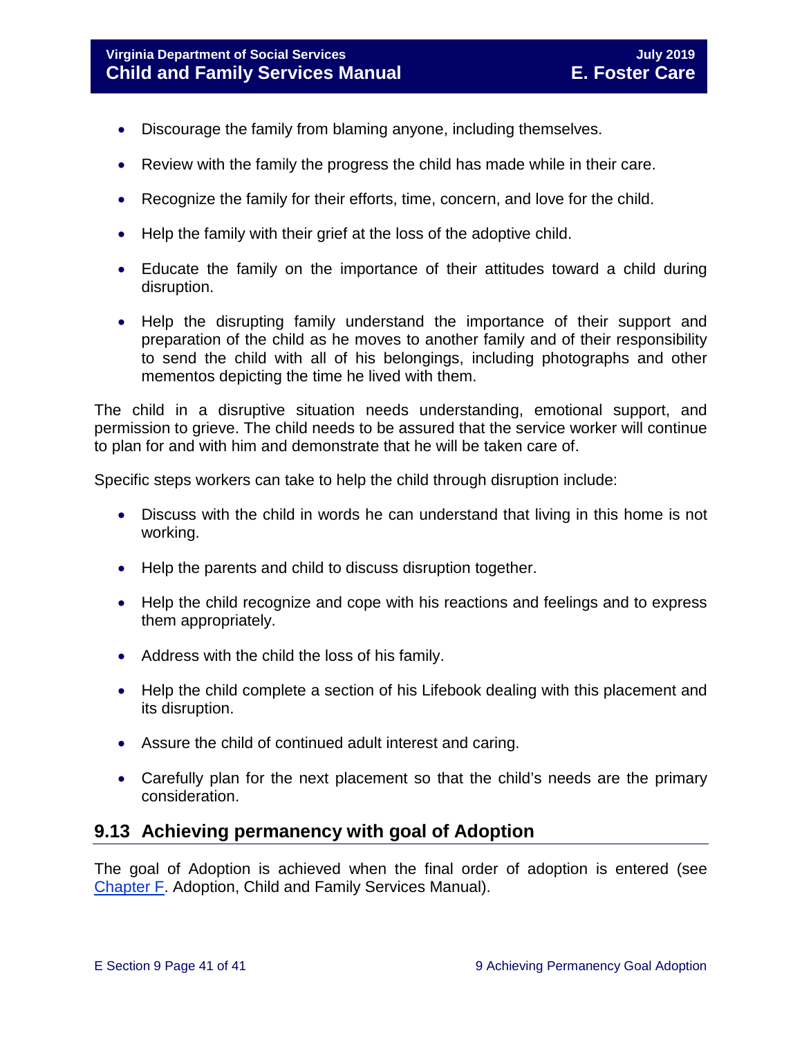- Discourage the family from blaming anyone, including themselves.
- Review with the family the progress the child has made while in their care.
- Recognize the family for their efforts, time, concern, and love for the child.
- Help the family with their grief at the loss of the adoptive child.
- Educate the family on the importance of their attitudes toward a child during disruption.
- Help the disrupting family understand the importance of their support and preparation of the child as he moves to another family and of their responsibility to send the child with all of his belongings, including photographs and other mementos depicting the time he lived with them.

The child in a disruptive situation needs understanding, emotional support, and permission to grieve. The child needs to be assured that the service worker will continue to plan for and with him and demonstrate that he will be taken care of.

Specific steps workers can take to help the child through disruption include:

- Discuss with the child in words he can understand that living in this home is not working.
- Help the parents and child to discuss disruption together.
- Help the child recognize and cope with his reactions and feelings and to express them appropriately.
- Address with the child the loss of his family.
- Help the child complete a section of his Lifebook dealing with this placement and its disruption.
- Assure the child of continued adult interest and caring.
- Carefully plan for the next placement so that the child's needs are the primary consideration.

## 9.13 Achieving permanency with goal of Adoption

The goal of Adoption is achieved when the final order of adoption is entered (see Chapter F. Adoption, Child and Family Services Manual).